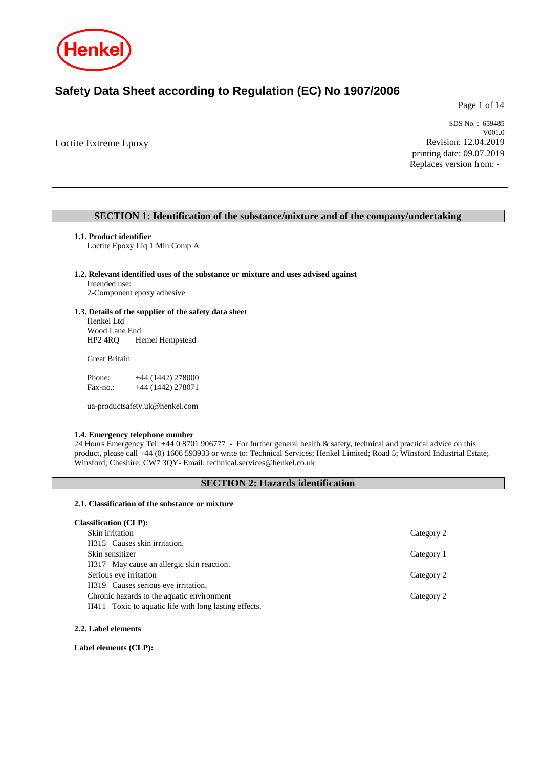# Safety Data Sheet according to Regulation (EC) No 1907/2006

Loctite Extreme Epoxy

SDS No. : 659485
V001.0
Revision: 12.04.2019
printing date: 09.07.2019
Replaces version from: -

## SECTION 1: Identification of the substance/mixture and of the company/undertaking

### 1.1. Product identifier

Loctite Epoxy Liq 1 Min Comp A

### 1.2. Relevant identified uses of the substance or mixture and uses advised against

Intended use:
2-Component epoxy adhesive

### 1.3. Details of the supplier of the safety data sheet

Henkel Ltd
Wood Lane End
HP2 4RQ    Hemel Hempstead

Great Britain

Phone: +44 (1442) 278000
Fax-no.: +44 (1442) 278071

ua-productsafety.uk@henkel.com

### 1.4. Emergency telephone number

24 Hours Emergency Tel: +44 0 8701 906777 - For further general health & safety, technical and practical advice on this product, please call +44 (0) 1606 593933 or write to: Technical Services; Henkel Limited; Road 5; Winsford Industrial Estate; Winsford; Cheshire; CW7 3QY- Email: technical.services@henkel.co.uk

## SECTION 2: Hazards identification

### 2.1. Classification of the substance or mixture

**Classification (CLP):**

| | |
|---|---|
| Skin irritation | Category 2 |
| H315 Causes skin irritation. | |
| Skin sensitizer | Category 1 |
| H317 May cause an allergic skin reaction. | |
| Serious eye irritation | Category 2 |
| H319 Causes serious eye irritation. | |
| Chronic hazards to the aquatic environment | Category 2 |
| H411 Toxic to aquatic life with long lasting effects. | |

### 2.2. Label elements

**Label elements (CLP):**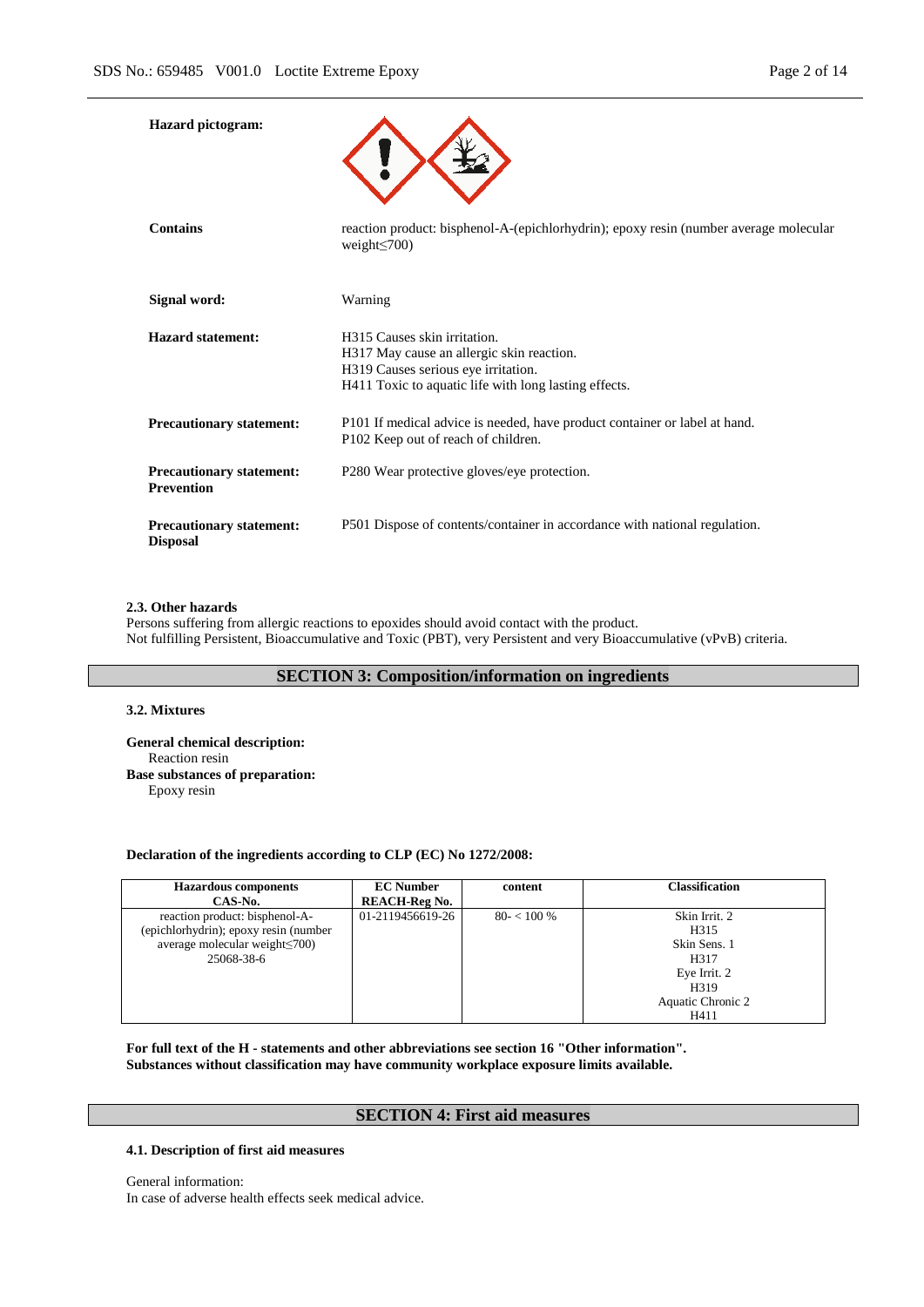**Hazard pictogram:**

**Contains** reaction product: bisphenol-A-(epichlorhydrin); epoxy resin (number average molecular weight≤700)

**Signal word:** Warning

**Hazard statement:**
H315 Causes skin irritation.
H317 May cause an allergic skin reaction.
H319 Causes serious eye irritation.
H411 Toxic to aquatic life with long lasting effects.

**Precautionary statement:**
P101 If medical advice is needed, have product container or label at hand.
P102 Keep out of reach of children.

**Precautionary statement: Prevention**
P280 Wear protective gloves/eye protection.

**Precautionary statement: Disposal**
P501 Dispose of contents/container in accordance with national regulation.

**2.3. Other hazards**

Persons suffering from allergic reactions to epoxides should avoid contact with the product.
Not fulfilling Persistent, Bioaccumulative and Toxic (PBT), very Persistent and very Bioaccumulative (vPvB) criteria.

## SECTION 3: Composition/information on ingredients

**3.2. Mixtures**

**General chemical description:**
Reaction resin

**Base substances of preparation:**
Epoxy resin

**Declaration of the ingredients according to CLP (EC) No 1272/2008:**

| Hazardous components CAS-No. | EC Number REACH-Reg No. | content | Classification |
|---|---|---|---|
| reaction product: bisphenol-A-(epichlorhydrin); epoxy resin (number average molecular weight≤700) 25068-38-6 | 01-2119456619-26 | 80- < 100 % | Skin Irrit. 2 H315 Skin Sens. 1 H317 Eye Irrit. 2 H319 Aquatic Chronic 2 H411 |

**For full text of the H - statements and other abbreviations see section 16 "Other information".**
**Substances without classification may have community workplace exposure limits available.**

## SECTION 4: First aid measures

**4.1. Description of first aid measures**

General information:
In case of adverse health effects seek medical advice.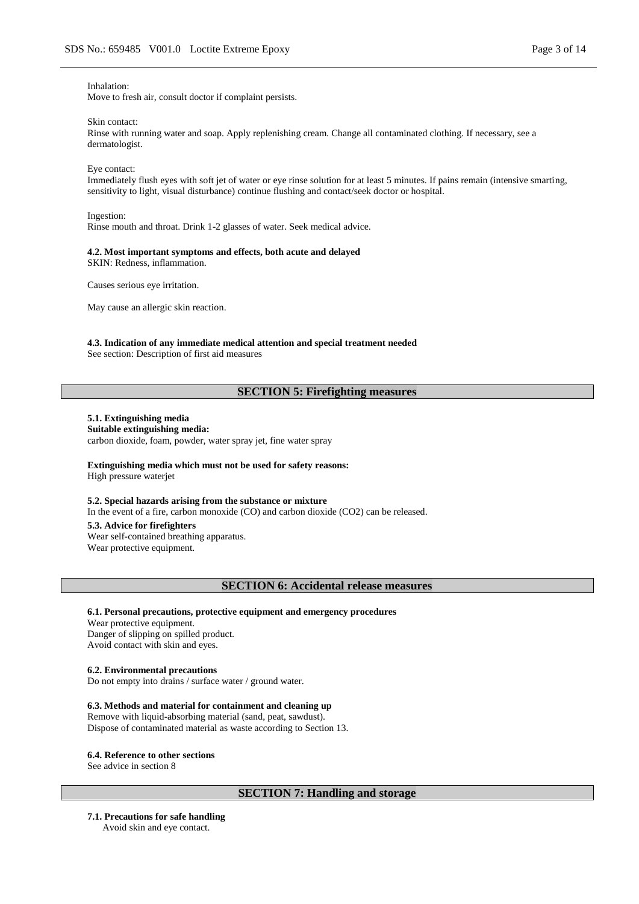Inhalation:
Move to fresh air, consult doctor if complaint persists.

Skin contact:
Rinse with running water and soap. Apply replenishing cream. Change all contaminated clothing. If necessary, see a dermatologist.

Eye contact:
Immediately flush eyes with soft jet of water or eye rinse solution for at least 5 minutes. If pains remain (intensive smarting, sensitivity to light, visual disturbance) continue flushing and contact/seek doctor or hospital.

Ingestion:
Rinse mouth and throat. Drink 1-2 glasses of water. Seek medical advice.

**4.2. Most important symptoms and effects, both acute and delayed**
SKIN: Redness, inflammation.

Causes serious eye irritation.

May cause an allergic skin reaction.

**4.3. Indication of any immediate medical attention and special treatment needed**
See section: Description of first aid measures

## SECTION 5: Firefighting measures

**5.1. Extinguishing media**
**Suitable extinguishing media:**
carbon dioxide, foam, powder, water spray jet, fine water spray

**Extinguishing media which must not be used for safety reasons:**
High pressure waterjet

**5.2. Special hazards arising from the substance or mixture**
In the event of a fire, carbon monoxide (CO) and carbon dioxide ($CO_2$) can be released.

**5.3. Advice for firefighters**
Wear self-contained breathing apparatus.
Wear protective equipment.

## SECTION 6: Accidental release measures

**6.1. Personal precautions, protective equipment and emergency procedures**
Wear protective equipment.
Danger of slipping on spilled product.
Avoid contact with skin and eyes.

**6.2. Environmental precautions**
Do not empty into drains / surface water / ground water.

**6.3. Methods and material for containment and cleaning up**
Remove with liquid-absorbing material (sand, peat, sawdust).
Dispose of contaminated material as waste according to Section 13.

**6.4. Reference to other sections**
See advice in section 8

## SECTION 7: Handling and storage

**7.1. Precautions for safe handling**
Avoid skin and eye contact.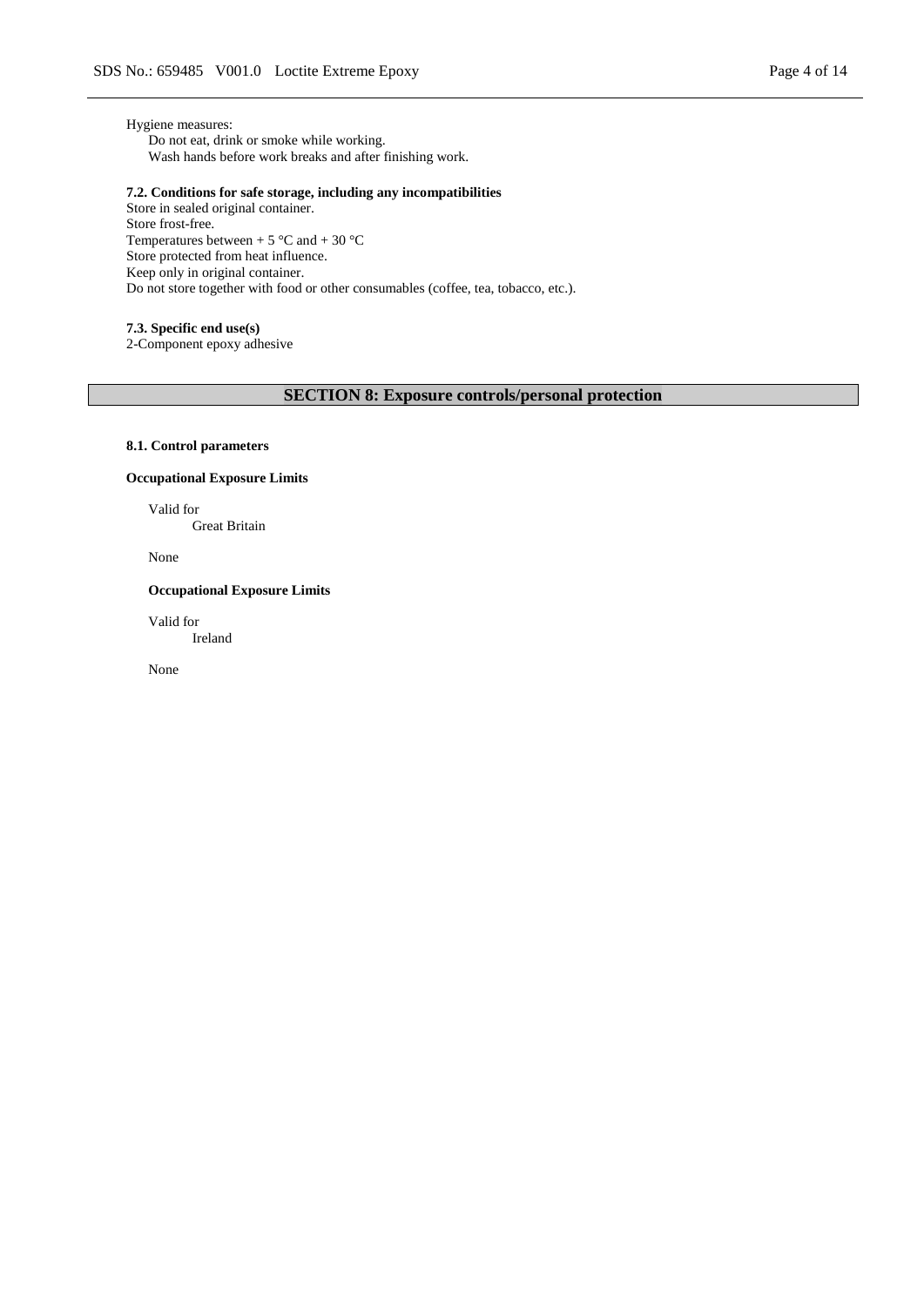Hygiene measures:

Do not eat, drink or smoke while working.
Wash hands before work breaks and after finishing work.

**7.2. Conditions for safe storage, including any incompatibilities**

Store in sealed original container.
Store frost-free.
Temperatures between + 5 °C and + 30 °C
Store protected from heat influence.
Keep only in original container.
Do not store together with food or other consumables (coffee, tea, tobacco, etc.).

**7.3. Specific end use(s)**

2-Component epoxy adhesive

## SECTION 8: Exposure controls/personal protection

**8.1. Control parameters**

**Occupational Exposure Limits**

Valid for
Great Britain

None

**Occupational Exposure Limits**

Valid for
Ireland

None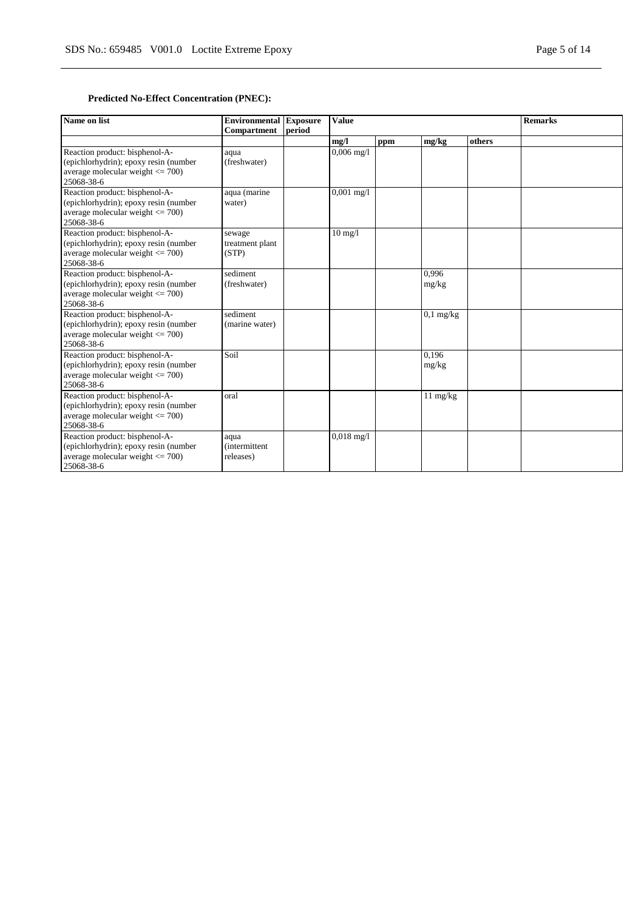**Predicted No-Effect Concentration (PNEC):**

| Name on list | Environmental Compartment | Exposure period | Value | | | | Remarks |
|---|---|---|---|---|---|---|---|
| | | | mg/l | ppm | mg/kg | others | |
| Reaction product: bisphenol-A-(epichlorhydrin); epoxy resin (number average molecular weight <= 700) 25068-38-6 | aqua (freshwater) | | 0,006 mg/l | | | | |
| Reaction product: bisphenol-A-(epichlorhydrin); epoxy resin (number average molecular weight <= 700) 25068-38-6 | aqua (marine water) | | 0,001 mg/l | | | | |
| Reaction product: bisphenol-A-(epichlorhydrin); epoxy resin (number average molecular weight <= 700) 25068-38-6 | sewage treatment plant (STP) | | 10 mg/l | | | | |
| Reaction product: bisphenol-A-(epichlorhydrin); epoxy resin (number average molecular weight <= 700) 25068-38-6 | sediment (freshwater) | | | | 0,996 mg/kg | | |
| Reaction product: bisphenol-A-(epichlorhydrin); epoxy resin (number average molecular weight <= 700) 25068-38-6 | sediment (marine water) | | | | 0,1 mg/kg | | |
| Reaction product: bisphenol-A-(epichlorhydrin); epoxy resin (number average molecular weight <= 700) 25068-38-6 | Soil | | | | 0,196 mg/kg | | |
| Reaction product: bisphenol-A-(epichlorhydrin); epoxy resin (number average molecular weight <= 700) 25068-38-6 | oral | | | | 11 mg/kg | | |
| Reaction product: bisphenol-A-(epichlorhydrin); epoxy resin (number average molecular weight <= 700) 25068-38-6 | aqua (intermittent releases) | | 0,018 mg/l | | | | |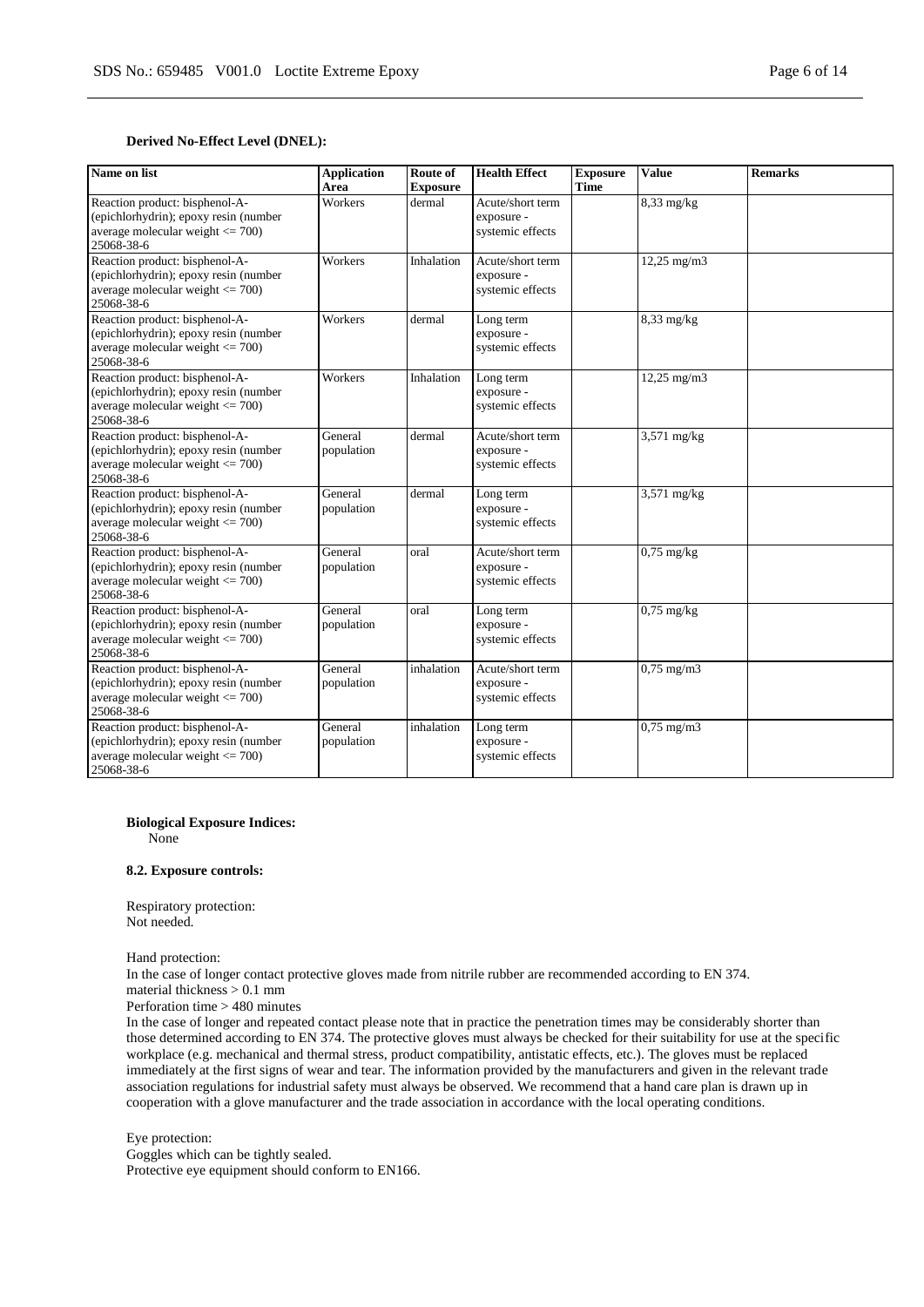**Derived No-Effect Level (DNEL):**

| Name on list | Application Area | Route of Exposure | Health Effect | Exposure Time | Value | Remarks |
|---|---|---|---|---|---|---|
| Reaction product: bisphenol-A-(epichlorhydrin); epoxy resin (number average molecular weight <= 700) 25068-38-6 | Workers | dermal | Acute/short term exposure - systemic effects | | 8,33 mg/kg | |
| Reaction product: bisphenol-A-(epichlorhydrin); epoxy resin (number average molecular weight <= 700) 25068-38-6 | Workers | Inhalation | Acute/short term exposure - systemic effects | | 12,25 mg/m3 | |
| Reaction product: bisphenol-A-(epichlorhydrin); epoxy resin (number average molecular weight <= 700) 25068-38-6 | Workers | dermal | Long term exposure - systemic effects | | 8,33 mg/kg | |
| Reaction product: bisphenol-A-(epichlorhydrin); epoxy resin (number average molecular weight <= 700) 25068-38-6 | Workers | Inhalation | Long term exposure - systemic effects | | 12,25 mg/m3 | |
| Reaction product: bisphenol-A-(epichlorhydrin); epoxy resin (number average molecular weight <= 700) 25068-38-6 | General population | dermal | Acute/short term exposure - systemic effects | | 3,571 mg/kg | |
| Reaction product: bisphenol-A-(epichlorhydrin); epoxy resin (number average molecular weight <= 700) 25068-38-6 | General population | dermal | Long term exposure - systemic effects | | 3,571 mg/kg | |
| Reaction product: bisphenol-A-(epichlorhydrin); epoxy resin (number average molecular weight <= 700) 25068-38-6 | General population | oral | Acute/short term exposure - systemic effects | | 0,75 mg/kg | |
| Reaction product: bisphenol-A-(epichlorhydrin); epoxy resin (number average molecular weight <= 700) 25068-38-6 | General population | oral | Long term exposure - systemic effects | | 0,75 mg/kg | |
| Reaction product: bisphenol-A-(epichlorhydrin); epoxy resin (number average molecular weight <= 700) 25068-38-6 | General population | inhalation | Acute/short term exposure - systemic effects | | 0,75 mg/m3 | |
| Reaction product: bisphenol-A-(epichlorhydrin); epoxy resin (number average molecular weight <= 700) 25068-38-6 | General population | inhalation | Long term exposure - systemic effects | | 0,75 mg/m3 | |

**Biological Exposure Indices:**
None

**8.2. Exposure controls:**

Respiratory protection:
Not needed.

Hand protection:
In the case of longer contact protective gloves made from nitrile rubber are recommended according to EN 374.
material thickness > 0.1 mm
Perforation time > 480 minutes
In the case of longer and repeated contact please note that in practice the penetration times may be considerably shorter than those determined according to EN 374. The protective gloves must always be checked for their suitability for use at the specific workplace (e.g. mechanical and thermal stress, product compatibility, antistatic effects, etc.). The gloves must be replaced immediately at the first signs of wear and tear. The information provided by the manufacturers and given in the relevant trade association regulations for industrial safety must always be observed. We recommend that a hand care plan is drawn up in cooperation with a glove manufacturer and the trade association in accordance with the local operating conditions.

Eye protection:
Goggles which can be tightly sealed.
Protective eye equipment should conform to EN166.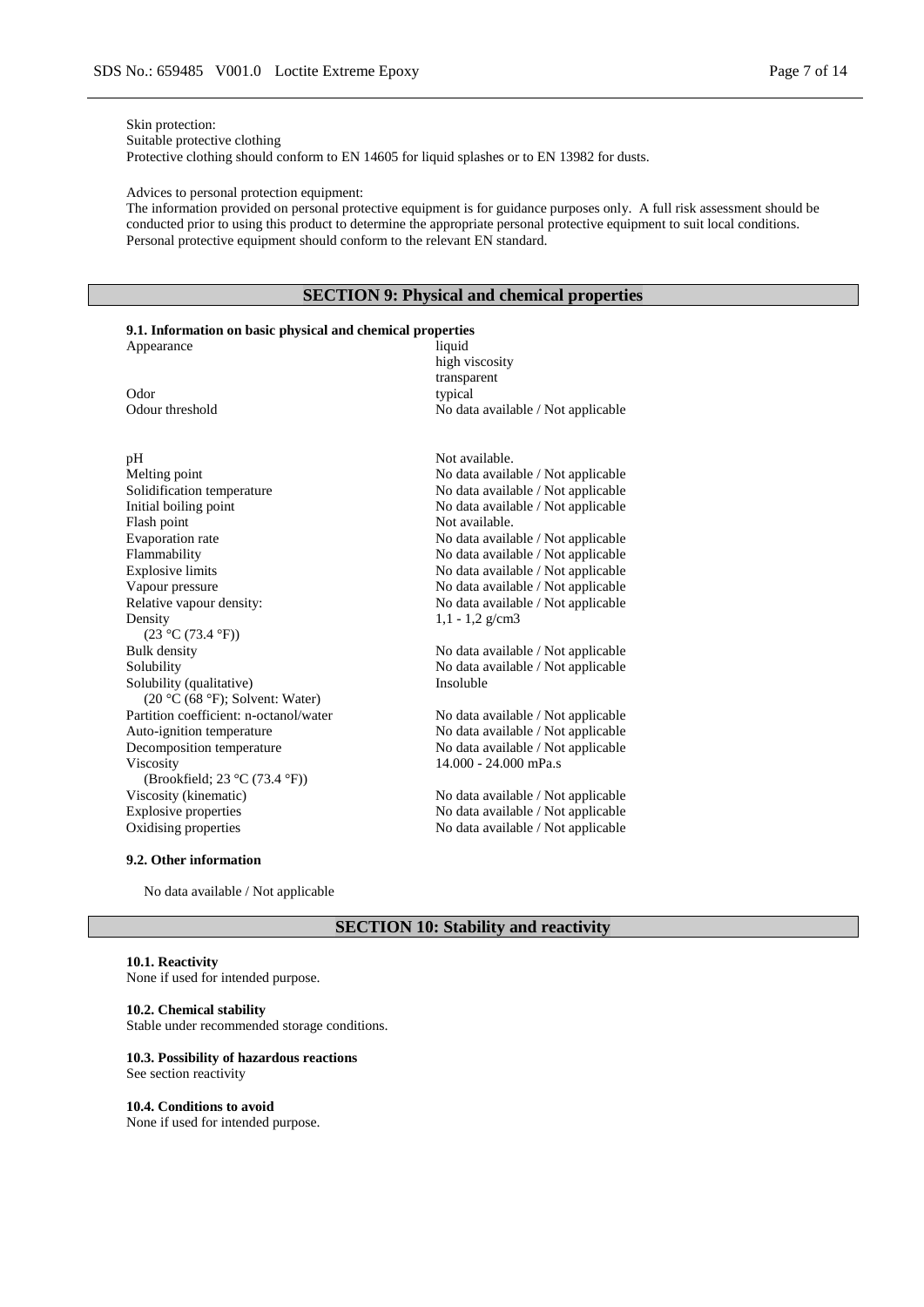Skin protection:
Suitable protective clothing
Protective clothing should conform to EN 14605 for liquid splashes or to EN 13982 for dusts.

Advices to personal protection equipment:
The information provided on personal protective equipment is for guidance purposes only. A full risk assessment should be conducted prior to using this product to determine the appropriate personal protective equipment to suit local conditions. Personal protective equipment should conform to the relevant EN standard.

## SECTION 9: Physical and chemical properties

### 9.1. Information on basic physical and chemical properties

| Property | Value |
|---|---|
| Appearance | liquid<br>high viscosity<br>transparent |
| Odor | typical |
| Odour threshold | No data available / Not applicable |
| pH | Not available. |
| Melting point | No data available / Not applicable |
| Solidification temperature | No data available / Not applicable |
| Initial boiling point | No data available / Not applicable |
| Flash point | Not available. |
| Evaporation rate | No data available / Not applicable |
| Flammability | No data available / Not applicable |
| Explosive limits | No data available / Not applicable |
| Vapour pressure | No data available / Not applicable |
| Relative vapour density: | No data available / Not applicable |
| Density<br>(23 °C (73.4 °F)) | 1,1 - 1,2 g/cm3 |
| Bulk density | No data available / Not applicable |
| Solubility | No data available / Not applicable |
| Solubility (qualitative)<br>(20 °C (68 °F); Solvent: Water) | Insoluble |
| Partition coefficient: n-octanol/water | No data available / Not applicable |
| Auto-ignition temperature | No data available / Not applicable |
| Decomposition temperature | No data available / Not applicable |
| Viscosity<br>(Brookfield; 23 °C (73.4 °F)) | 14.000 - 24.000 mPa.s |
| Viscosity (kinematic) | No data available / Not applicable |
| Explosive properties | No data available / Not applicable |
| Oxidising properties | No data available / Not applicable |

### 9.2. Other information

No data available / Not applicable

## SECTION 10: Stability and reactivity

**10.1. Reactivity**
None if used for intended purpose.

**10.2. Chemical stability**
Stable under recommended storage conditions.

**10.3. Possibility of hazardous reactions**
See section reactivity

**10.4. Conditions to avoid**
None if used for intended purpose.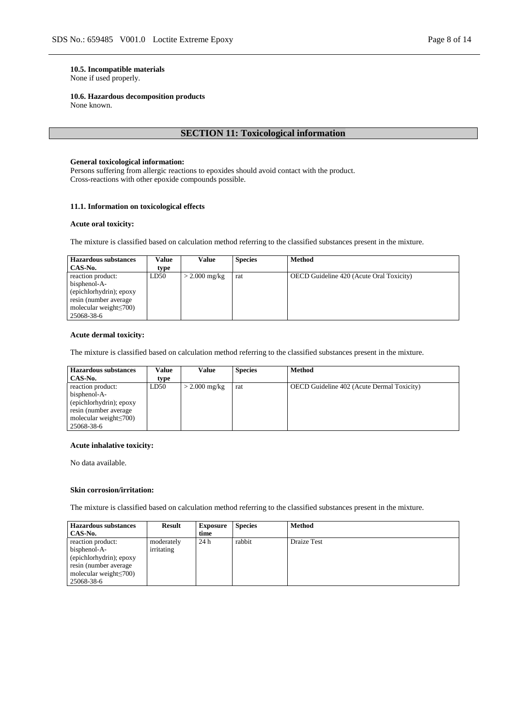**10.5. Incompatible materials**
None if used properly.

**10.6. Hazardous decomposition products**
None known.

## SECTION 11: Toxicological information

**General toxicological information:**
Persons suffering from allergic reactions to epoxides should avoid contact with the product.
Cross-reactions with other epoxide compounds possible.

**11.1. Information on toxicological effects**

**Acute oral toxicity:**

The mixture is classified based on calculation method referring to the classified substances present in the mixture.

| Hazardous substances CAS-No. | Value type | Value | Species | Method |
|---|---|---|---|---|
| reaction product: bisphenol-A-(epichlorhydrin); epoxy resin (number average molecular weight≤700) 25068-38-6 | LD50 | > 2.000 mg/kg | rat | OECD Guideline 420 (Acute Oral Toxicity) |

**Acute dermal toxicity:**

The mixture is classified based on calculation method referring to the classified substances present in the mixture.

| Hazardous substances CAS-No. | Value type | Value | Species | Method |
|---|---|---|---|---|
| reaction product: bisphenol-A-(epichlorhydrin); epoxy resin (number average molecular weight≤700) 25068-38-6 | LD50 | > 2.000 mg/kg | rat | OECD Guideline 402 (Acute Dermal Toxicity) |

**Acute inhalative toxicity:**

No data available.

**Skin corrosion/irritation:**

The mixture is classified based on calculation method referring to the classified substances present in the mixture.

| Hazardous substances CAS-No. | Result | Exposure time | Species | Method |
|---|---|---|---|---|
| reaction product: bisphenol-A-(epichlorhydrin); epoxy resin (number average molecular weight≤700) 25068-38-6 | moderately irritating | 24 h | rabbit | Draize Test |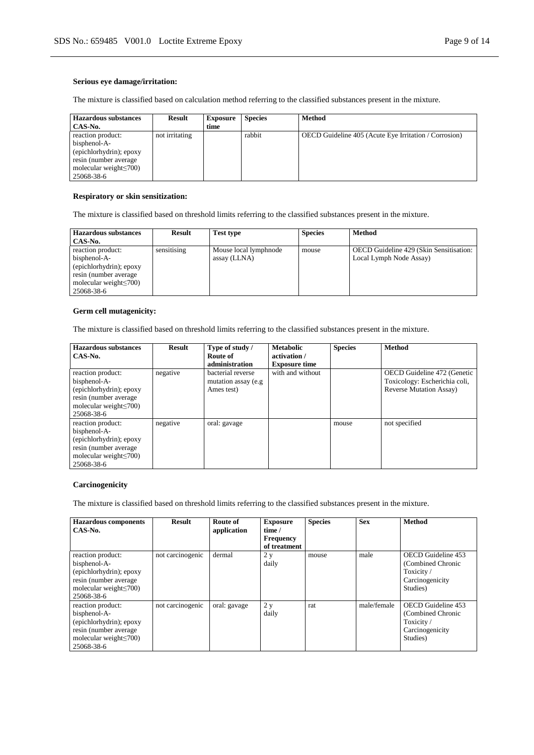**Serious eye damage/irritation:**

The mixture is classified based on calculation method referring to the classified substances present in the mixture.

| Hazardous substances CAS-No. | Result | Exposure time | Species | Method |
|---|---|---|---|---|
| reaction product: bisphenol-A-(epichlorhydrin); epoxy resin (number average molecular weight≤700) 25068-38-6 | not irritating | | rabbit | OECD Guideline 405 (Acute Eye Irritation / Corrosion) |

**Respiratory or skin sensitization:**

The mixture is classified based on threshold limits referring to the classified substances present in the mixture.

| Hazardous substances CAS-No. | Result | Test type | Species | Method |
|---|---|---|---|---|
| reaction product: bisphenol-A-(epichlorhydrin); epoxy resin (number average molecular weight≤700) 25068-38-6 | sensitising | Mouse local lymphnode assay (LLNA) | mouse | OECD Guideline 429 (Skin Sensitisation: Local Lymph Node Assay) |

**Germ cell mutagenicity:**

The mixture is classified based on threshold limits referring to the classified substances present in the mixture.

| Hazardous substances CAS-No. | Result | Type of study / Route of administration | Metabolic activation / Exposure time | Species | Method |
|---|---|---|---|---|---|
| reaction product: bisphenol-A-(epichlorhydrin); epoxy resin (number average molecular weight≤700) 25068-38-6 | negative | bacterial reverse mutation assay (e.g Ames test) | with and without | | OECD Guideline 472 (Genetic Toxicology: Escherichia coli, Reverse Mutation Assay) |
| reaction product: bisphenol-A-(epichlorhydrin); epoxy resin (number average molecular weight≤700) 25068-38-6 | negative | oral: gavage | | mouse | not specified |

**Carcinogenicity**

The mixture is classified based on threshold limits referring to the classified substances present in the mixture.

| Hazardous components CAS-No. | Result | Route of application | Exposure time / Frequency of treatment | Species | Sex | Method |
|---|---|---|---|---|---|---|
| reaction product: bisphenol-A-(epichlorhydrin); epoxy resin (number average molecular weight≤700) 25068-38-6 | not carcinogenic | dermal | 2 y daily | mouse | male | OECD Guideline 453 (Combined Chronic Toxicity / Carcinogenicity Studies) |
| reaction product: bisphenol-A-(epichlorhydrin); epoxy resin (number average molecular weight≤700) 25068-38-6 | not carcinogenic | oral: gavage | 2 y daily | rat | male/female | OECD Guideline 453 (Combined Chronic Toxicity / Carcinogenicity Studies) |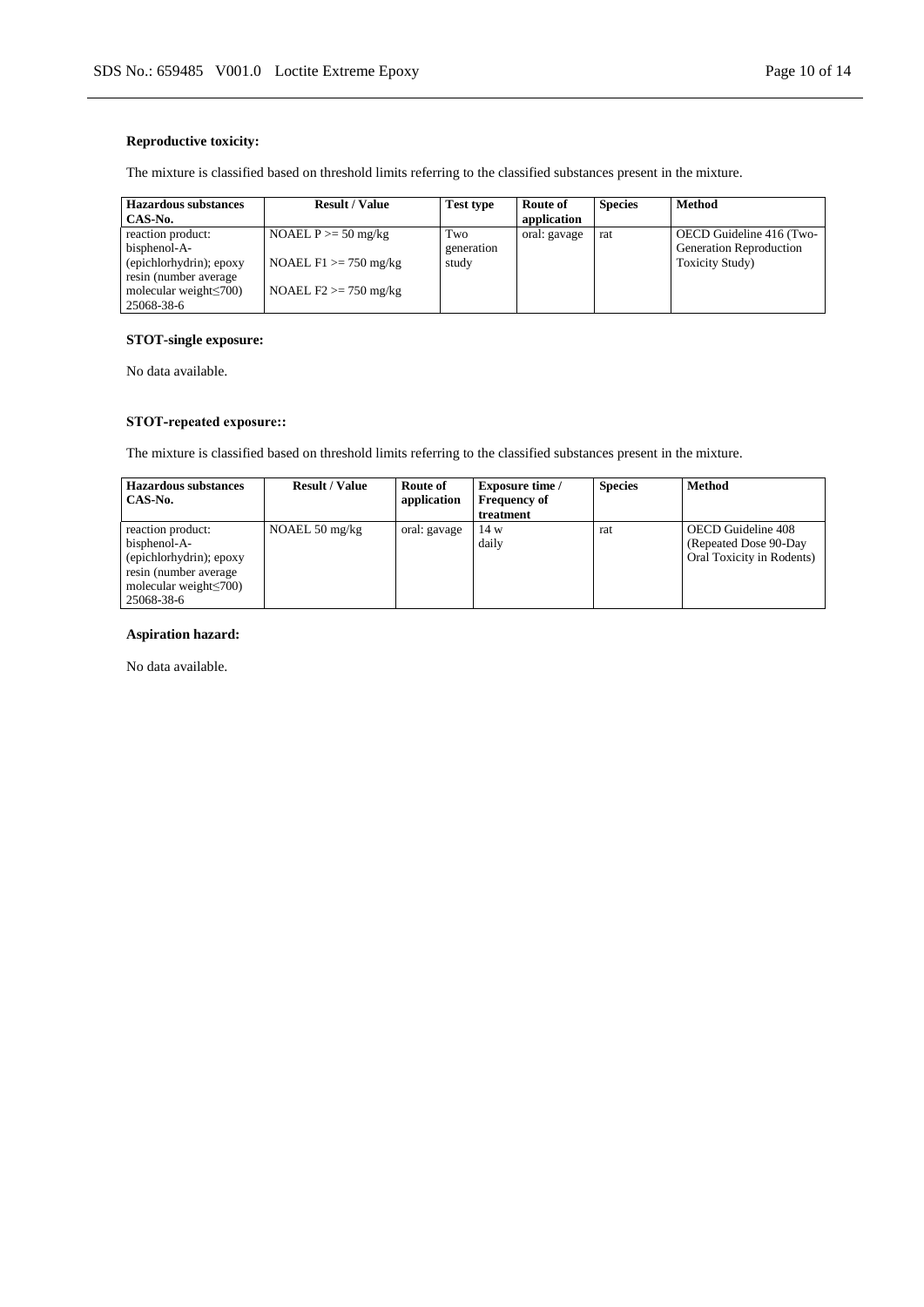**Reproductive toxicity:**

The mixture is classified based on threshold limits referring to the classified substances present in the mixture.

| Hazardous substances CAS-No. | Result / Value | Test type | Route of application | Species | Method |
|---|---|---|---|---|---|
| reaction product: bisphenol-A-(epichlorhydrin); epoxy resin (number average molecular weight≤700) 25068-38-6 | NOAEL P >= 50 mg/kg<br><br>NOAEL F1 >= 750 mg/kg<br><br>NOAEL F2 >= 750 mg/kg | Two generation study | oral: gavage | rat | OECD Guideline 416 (Two-Generation Reproduction Toxicity Study) |

**STOT-single exposure:**

No data available.

**STOT-repeated exposure::**

The mixture is classified based on threshold limits referring to the classified substances present in the mixture.

| Hazardous substances CAS-No. | Result / Value | Route of application | Exposure time / Frequency of treatment | Species | Method |
|---|---|---|---|---|---|
| reaction product: bisphenol-A-(epichlorhydrin); epoxy resin (number average molecular weight≤700) 25068-38-6 | NOAEL 50 mg/kg | oral: gavage | 14 w<br>daily | rat | OECD Guideline 408 (Repeated Dose 90-Day Oral Toxicity in Rodents) |

**Aspiration hazard:**

No data available.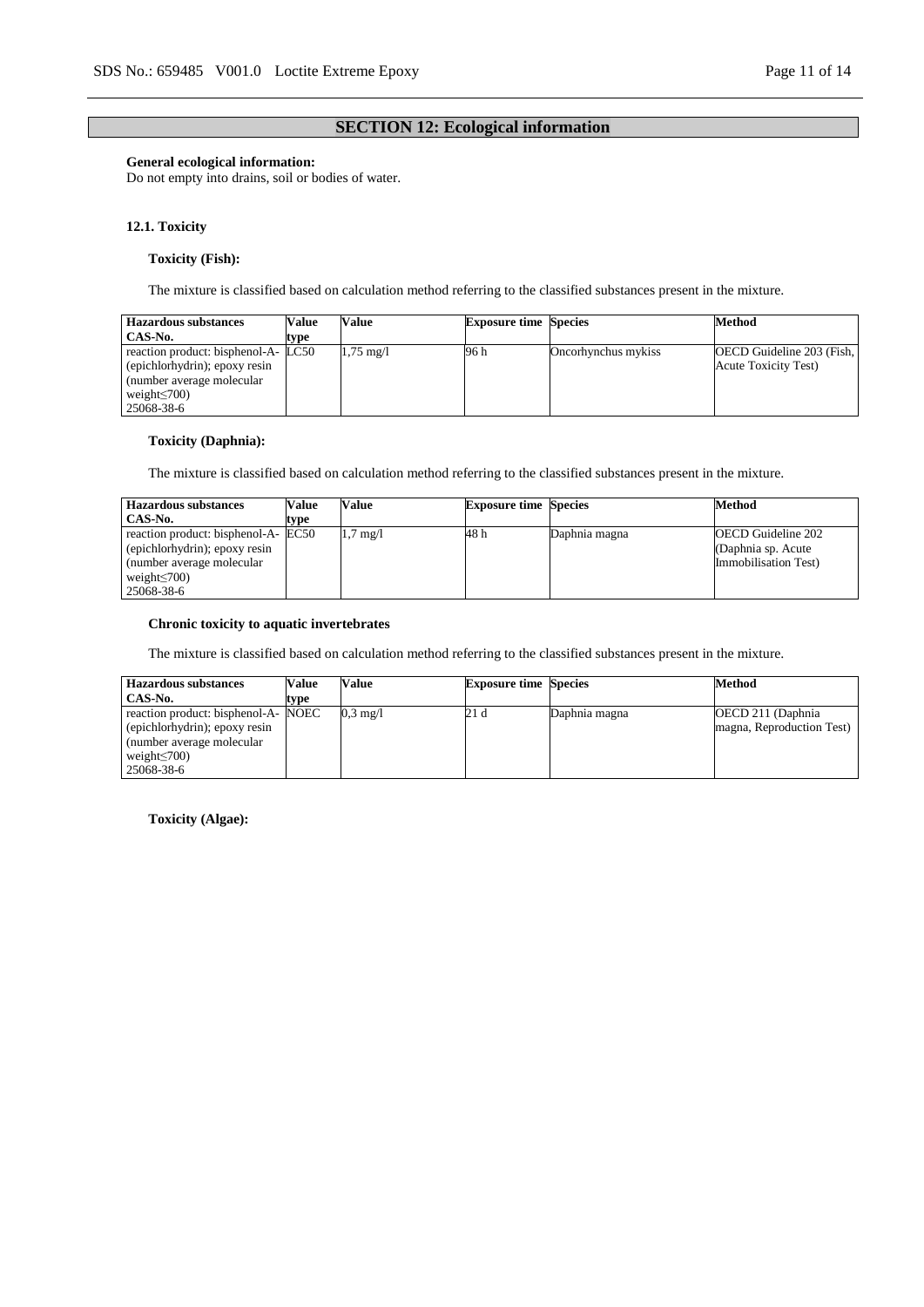## SECTION 12: Ecological information

**General ecological information:**
Do not empty into drains, soil or bodies of water.

### 12.1. Toxicity

**Toxicity (Fish):**

The mixture is classified based on calculation method referring to the classified substances present in the mixture.

| Hazardous substances CAS-No. | Value type | Value | Exposure time | Species | Method |
|---|---|---|---|---|---|
| reaction product: bisphenol-A-(epichlorhydrin); epoxy resin (number average molecular weight≤700) 25068-38-6 | LC50 | 1,75 mg/l | 96 h | Oncorhynchus mykiss | OECD Guideline 203 (Fish, Acute Toxicity Test) |

**Toxicity (Daphnia):**

The mixture is classified based on calculation method referring to the classified substances present in the mixture.

| Hazardous substances CAS-No. | Value type | Value | Exposure time | Species | Method |
|---|---|---|---|---|---|
| reaction product: bisphenol-A-(epichlorhydrin); epoxy resin (number average molecular weight≤700) 25068-38-6 | EC50 | 1,7 mg/l | 48 h | Daphnia magna | OECD Guideline 202 (Daphnia sp. Acute Immobilisation Test) |

**Chronic toxicity to aquatic invertebrates**

The mixture is classified based on calculation method referring to the classified substances present in the mixture.

| Hazardous substances CAS-No. | Value type | Value | Exposure time | Species | Method |
|---|---|---|---|---|---|
| reaction product: bisphenol-A-(epichlorhydrin); epoxy resin (number average molecular weight≤700) 25068-38-6 | NOEC | 0,3 mg/l | 21 d | Daphnia magna | OECD 211 (Daphnia magna, Reproduction Test) |

**Toxicity (Algae):**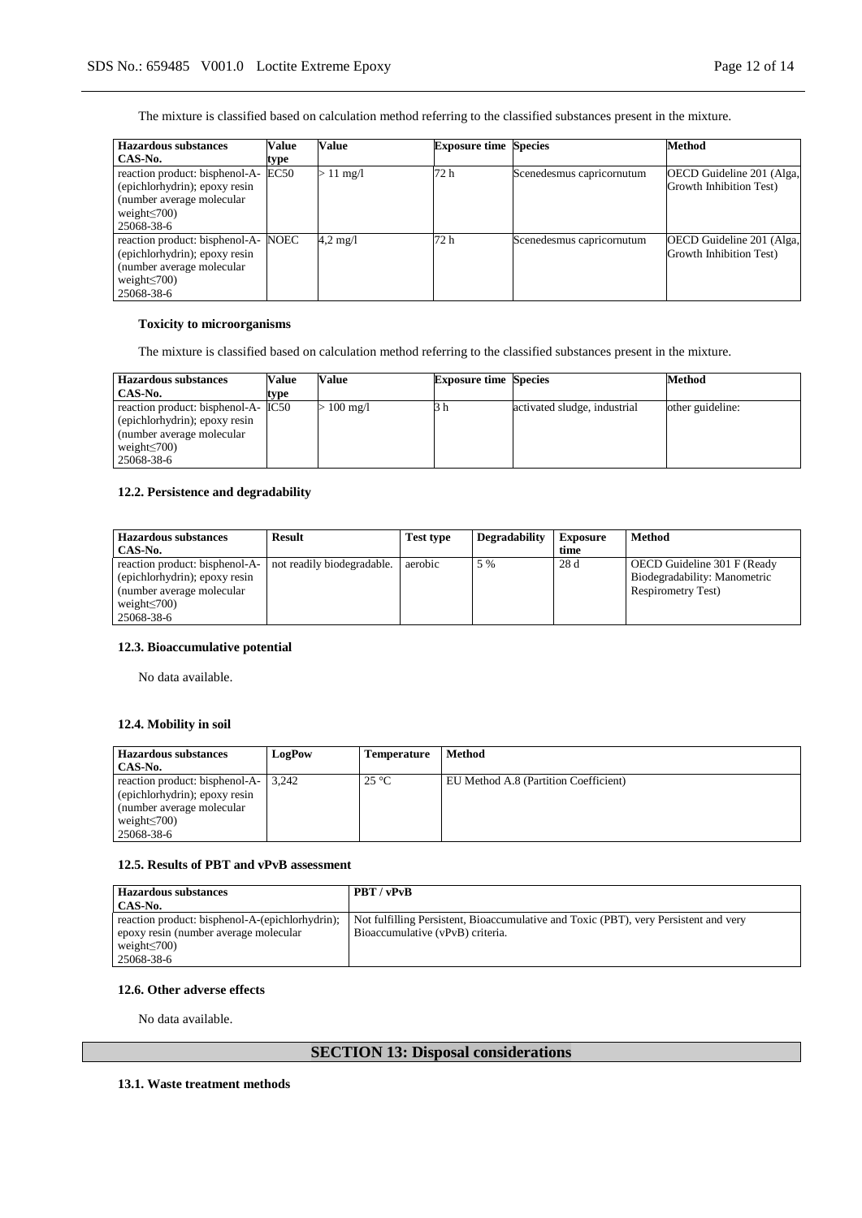The mixture is classified based on calculation method referring to the classified substances present in the mixture.

| Hazardous substances CAS-No. | Value type | Value | Exposure time | Species | Method |
|---|---|---|---|---|---|
| reaction product: bisphenol-A-(epichlorhydrin); epoxy resin (number average molecular weight≤700) 25068-38-6 | EC50 | > 11 mg/l | 72 h | Scenedesmus capricornutum | OECD Guideline 201 (Alga, Growth Inhibition Test) |
| reaction product: bisphenol-A-(epichlorhydrin); epoxy resin (number average molecular weight≤700) 25068-38-6 | NOEC | 4,2 mg/l | 72 h | Scenedesmus capricornutum | OECD Guideline 201 (Alga, Growth Inhibition Test) |

**Toxicity to microorganisms**

The mixture is classified based on calculation method referring to the classified substances present in the mixture.

| Hazardous substances CAS-No. | Value type | Value | Exposure time | Species | Method |
|---|---|---|---|---|---|
| reaction product: bisphenol-A-(epichlorhydrin); epoxy resin (number average molecular weight≤700) 25068-38-6 | IC50 | > 100 mg/l | 3 h | activated sludge, industrial | other guideline: |

### 12.2. Persistence and degradability

| Hazardous substances CAS-No. | Result | Test type | Degradability | Exposure time | Method |
|---|---|---|---|---|---|
| reaction product: bisphenol-A-(epichlorhydrin); epoxy resin (number average molecular weight≤700) 25068-38-6 | not readily biodegradable. | aerobic | 5 % | 28 d | OECD Guideline 301 F (Ready Biodegradability: Manometric Respirometry Test) |

### 12.3. Bioaccumulative potential

No data available.

### 12.4. Mobility in soil

| Hazardous substances CAS-No. | LogPow | Temperature | Method |
|---|---|---|---|
| reaction product: bisphenol-A-(epichlorhydrin); epoxy resin (number average molecular weight≤700) 25068-38-6 | 3,242 | 25 °C | EU Method A.8 (Partition Coefficient) |

### 12.5. Results of PBT and vPvB assessment

| Hazardous substances CAS-No. | PBT / vPvB |
|---|---|
| reaction product: bisphenol-A-(epichlorhydrin); epoxy resin (number average molecular weight≤700) 25068-38-6 | Not fulfilling Persistent, Bioaccumulative and Toxic (PBT), very Persistent and very Bioaccumulative (vPvB) criteria. |

### 12.6. Other adverse effects

No data available.

## SECTION 13: Disposal considerations

### 13.1. Waste treatment methods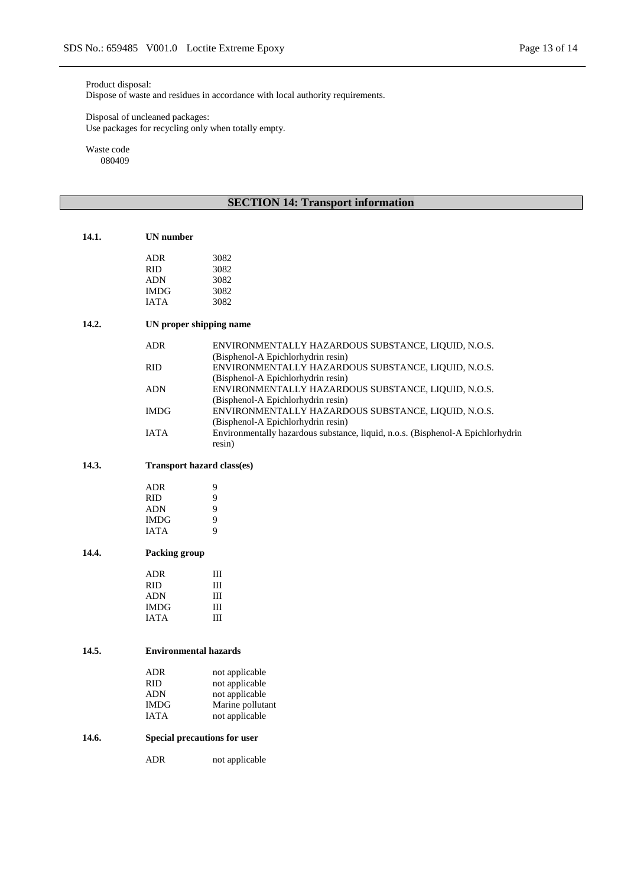Product disposal:
Dispose of waste and residues in accordance with local authority requirements.

Disposal of uncleaned packages:
Use packages for recycling only when totally empty.

Waste code
080409

## SECTION 14: Transport information

**14.1. UN number**

| | |
|---|---|
| ADR | 3082 |
| RID | 3082 |
| ADN | 3082 |
| IMDG | 3082 |
| IATA | 3082 |

**14.2. UN proper shipping name**

| | |
|---|---|
| ADR | ENVIRONMENTALLY HAZARDOUS SUBSTANCE, LIQUID, N.O.S. (Bisphenol-A Epichlorhydrin resin) |
| RID | ENVIRONMENTALLY HAZARDOUS SUBSTANCE, LIQUID, N.O.S. (Bisphenol-A Epichlorhydrin resin) |
| ADN | ENVIRONMENTALLY HAZARDOUS SUBSTANCE, LIQUID, N.O.S. (Bisphenol-A Epichlorhydrin resin) |
| IMDG | ENVIRONMENTALLY HAZARDOUS SUBSTANCE, LIQUID, N.O.S. (Bisphenol-A Epichlorhydrin resin) |
| IATA | Environmentally hazardous substance, liquid, n.o.s. (Bisphenol-A Epichlorhydrin resin) |

**14.3. Transport hazard class(es)**

| | |
|---|---|
| ADR | 9 |
| RID | 9 |
| ADN | 9 |
| IMDG | 9 |
| IATA | 9 |

**14.4. Packing group**

| | |
|---|---|
| ADR | III |
| RID | III |
| ADN | III |
| IMDG | III |
| IATA | III |

**14.5. Environmental hazards**

| | |
|---|---|
| ADR | not applicable |
| RID | not applicable |
| ADN | not applicable |
| IMDG | Marine pollutant |
| IATA | not applicable |

**14.6. Special precautions for user**

| | |
|---|---|
| ADR | not applicable |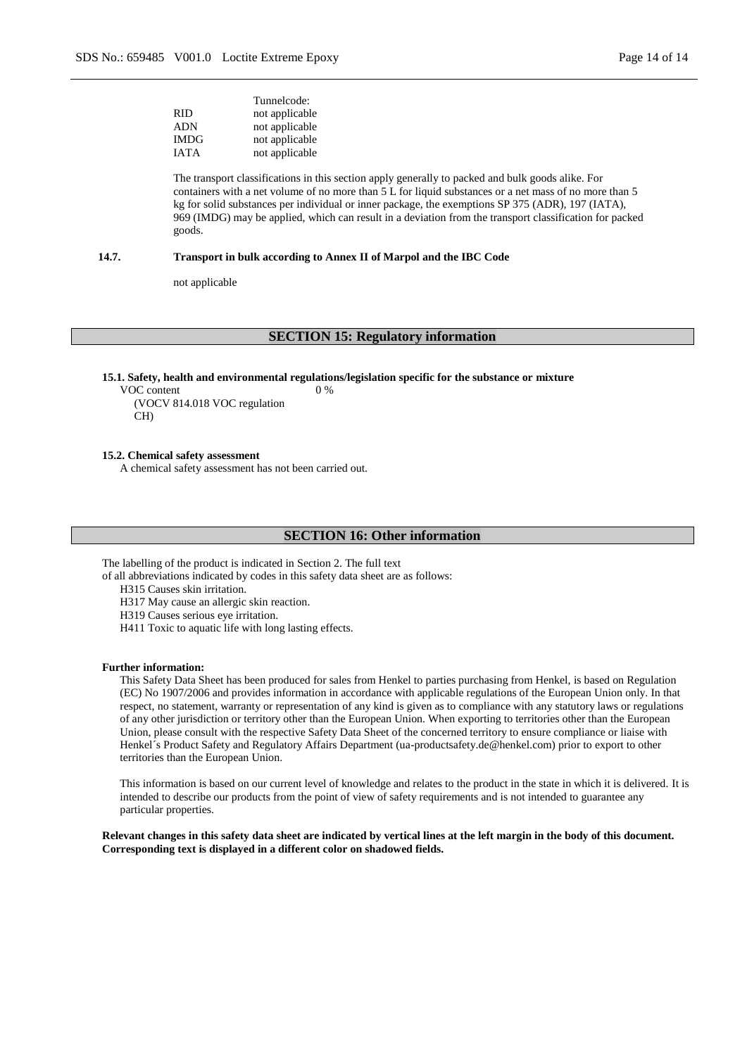| | Tunnelcode: |
|---|---|
| RID | not applicable |
| ADN | not applicable |
| IMDG | not applicable |
| IATA | not applicable |

The transport classifications in this section apply generally to packed and bulk goods alike. For containers with a net volume of no more than 5 L for liquid substances or a net mass of no more than 5 kg for solid substances per individual or inner package, the exemptions SP 375 (ADR), 197 (IATA), 969 (IMDG) may be applied, which can result in a deviation from the transport classification for packed goods.

**14.7. Transport in bulk according to Annex II of Marpol and the IBC Code**

not applicable

## SECTION 15: Regulatory information

**15.1. Safety, health and environmental regulations/legislation specific for the substance or mixture**

VOC content (VOCV 814.018 VOC regulation CH) 0 %

**15.2. Chemical safety assessment**

A chemical safety assessment has not been carried out.

## SECTION 16: Other information

The labelling of the product is indicated in Section 2. The full text of all abbreviations indicated by codes in this safety data sheet are as follows:

H315 Causes skin irritation.
H317 May cause an allergic skin reaction.
H319 Causes serious eye irritation.
H411 Toxic to aquatic life with long lasting effects.

**Further information:**

This Safety Data Sheet has been produced for sales from Henkel to parties purchasing from Henkel, is based on Regulation (EC) No 1907/2006 and provides information in accordance with applicable regulations of the European Union only. In that respect, no statement, warranty or representation of any kind is given as to compliance with any statutory laws or regulations of any other jurisdiction or territory other than the European Union. When exporting to territories other than the European Union, please consult with the respective Safety Data Sheet of the concerned territory to ensure compliance or liaise with Henkel´s Product Safety and Regulatory Affairs Department (ua-productsafety.de@henkel.com) prior to export to other territories than the European Union.

This information is based on our current level of knowledge and relates to the product in the state in which it is delivered. It is intended to describe our products from the point of view of safety requirements and is not intended to guarantee any particular properties.

**Relevant changes in this safety data sheet are indicated by vertical lines at the left margin in the body of this document. Corresponding text is displayed in a different color on shadowed fields.**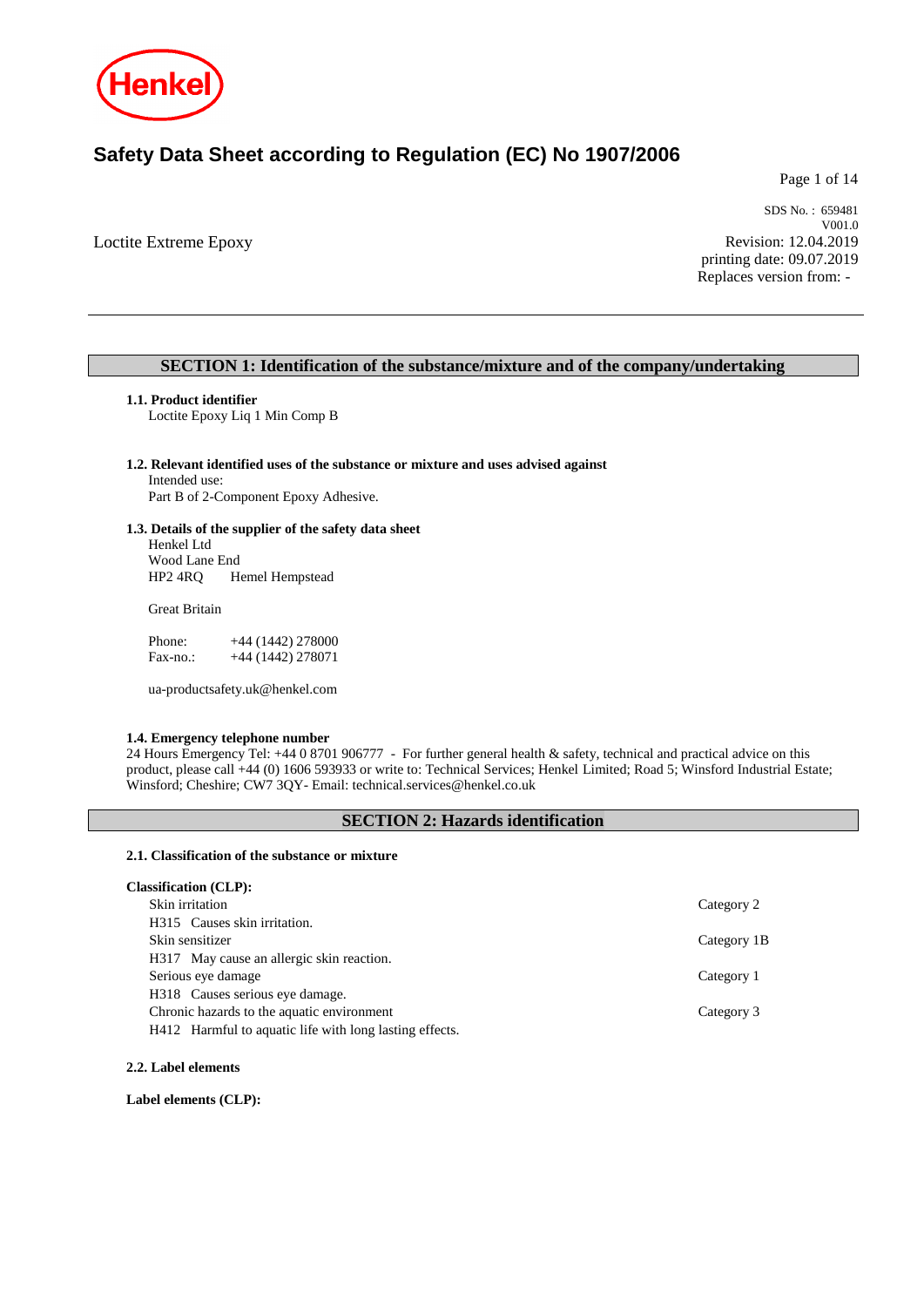Henkel

# Safety Data Sheet according to Regulation (EC) No 1907/2006

SDS No. : 659481
V001.0
Revision: 12.04.2019
printing date: 09.07.2019
Replaces version from: -

Loctite Extreme Epoxy

## SECTION 1: Identification of the substance/mixture and of the company/undertaking

**1.1. Product identifier**
Loctite Epoxy Liq 1 Min Comp B

**1.2. Relevant identified uses of the substance or mixture and uses advised against**
Intended use:
Part B of 2-Component Epoxy Adhesive.

**1.3. Details of the supplier of the safety data sheet**
Henkel Ltd
Wood Lane End
HP2 4RQ Hemel Hempstead

Great Britain

Phone: +44 (1442) 278000
Fax-no.: +44 (1442) 278071

ua-productsafety.uk@henkel.com

**1.4. Emergency telephone number**
24 Hours Emergency Tel: +44 0 8701 906777 - For further general health & safety, technical and practical advice on this product, please call +44 (0) 1606 593933 or write to: Technical Services; Henkel Limited; Road 5; Winsford Industrial Estate; Winsford; Cheshire; CW7 3QY- Email: technical.services@henkel.co.uk

## SECTION 2: Hazards identification

**2.1. Classification of the substance or mixture**

**Classification (CLP):**

| | |
|---|---|
| Skin irritation | Category 2 |
| H315 Causes skin irritation. | |
| Skin sensitizer | Category 1B |
| H317 May cause an allergic skin reaction. | |
| Serious eye damage | Category 1 |
| H318 Causes serious eye damage. | |
| Chronic hazards to the aquatic environment | Category 3 |
| H412 Harmful to aquatic life with long lasting effects. | |

**2.2. Label elements**

**Label elements (CLP):**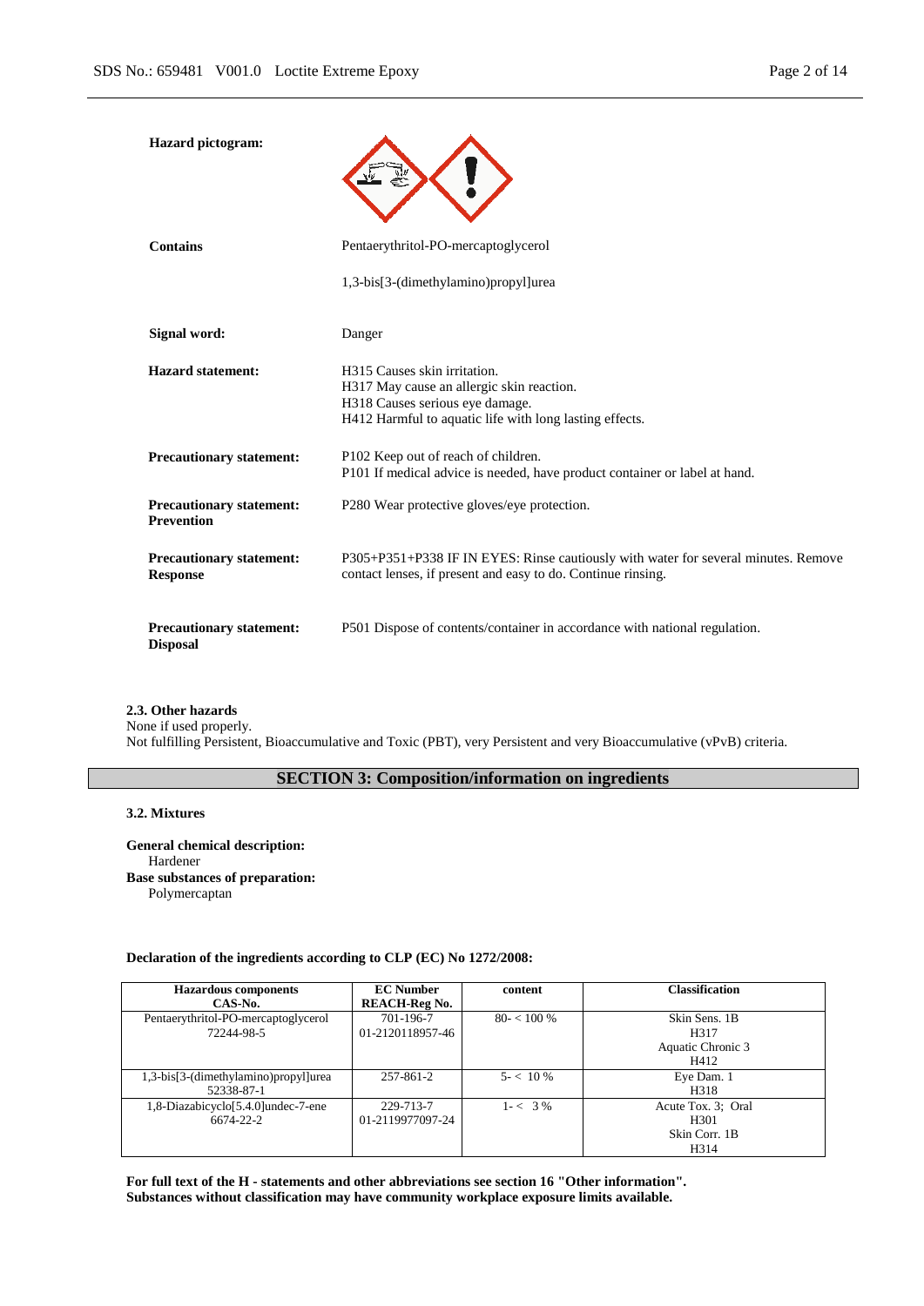**Hazard pictogram:**

**Contains** Pentaerythritol-PO-mercaptoglycerol

1,3-bis[3-(dimethylamino)propyl]urea

**Signal word:** Danger

**Hazard statement:**
H315 Causes skin irritation.
H317 May cause an allergic skin reaction.
H318 Causes serious eye damage.
H412 Harmful to aquatic life with long lasting effects.

**Precautionary statement:**
P102 Keep out of reach of children.
P101 If medical advice is needed, have product container or label at hand.

**Precautionary statement: Prevention**
P280 Wear protective gloves/eye protection.

**Precautionary statement: Response**
P305+P351+P338 IF IN EYES: Rinse cautiously with water for several minutes. Remove contact lenses, if present and easy to do. Continue rinsing.

**Precautionary statement: Disposal**
P501 Dispose of contents/container in accordance with national regulation.

**2.3. Other hazards**

None if used properly.
Not fulfilling Persistent, Bioaccumulative and Toxic (PBT), very Persistent and very Bioaccumulative (vPvB) criteria.

## SECTION 3: Composition/information on ingredients

**3.2. Mixtures**

**General chemical description:**
Hardener

**Base substances of preparation:**
Polymercaptan

**Declaration of the ingredients according to CLP (EC) No 1272/2008:**

| Hazardous components CAS-No. | EC Number REACH-Reg No. | content | Classification |
|---|---|---|---|
| Pentaerythritol-PO-mercaptoglycerol 72244-98-5 | 701-196-7 01-2120118957-46 | 80- < 100 % | Skin Sens. 1B H317 Aquatic Chronic 3 H412 |
| 1,3-bis[3-(dimethylamino)propyl]urea 52338-87-1 | 257-861-2 | 5- < 10 % | Eye Dam. 1 H318 |
| 1,8-Diazabicyclo[5.4.0]undec-7-ene 6674-22-2 | 229-713-7 01-2119977097-24 | 1- < 3 % | Acute Tox. 3; Oral H301 Skin Corr. 1B H314 |

**For full text of the H - statements and other abbreviations see section 16 "Other information".**
**Substances without classification may have community workplace exposure limits available.**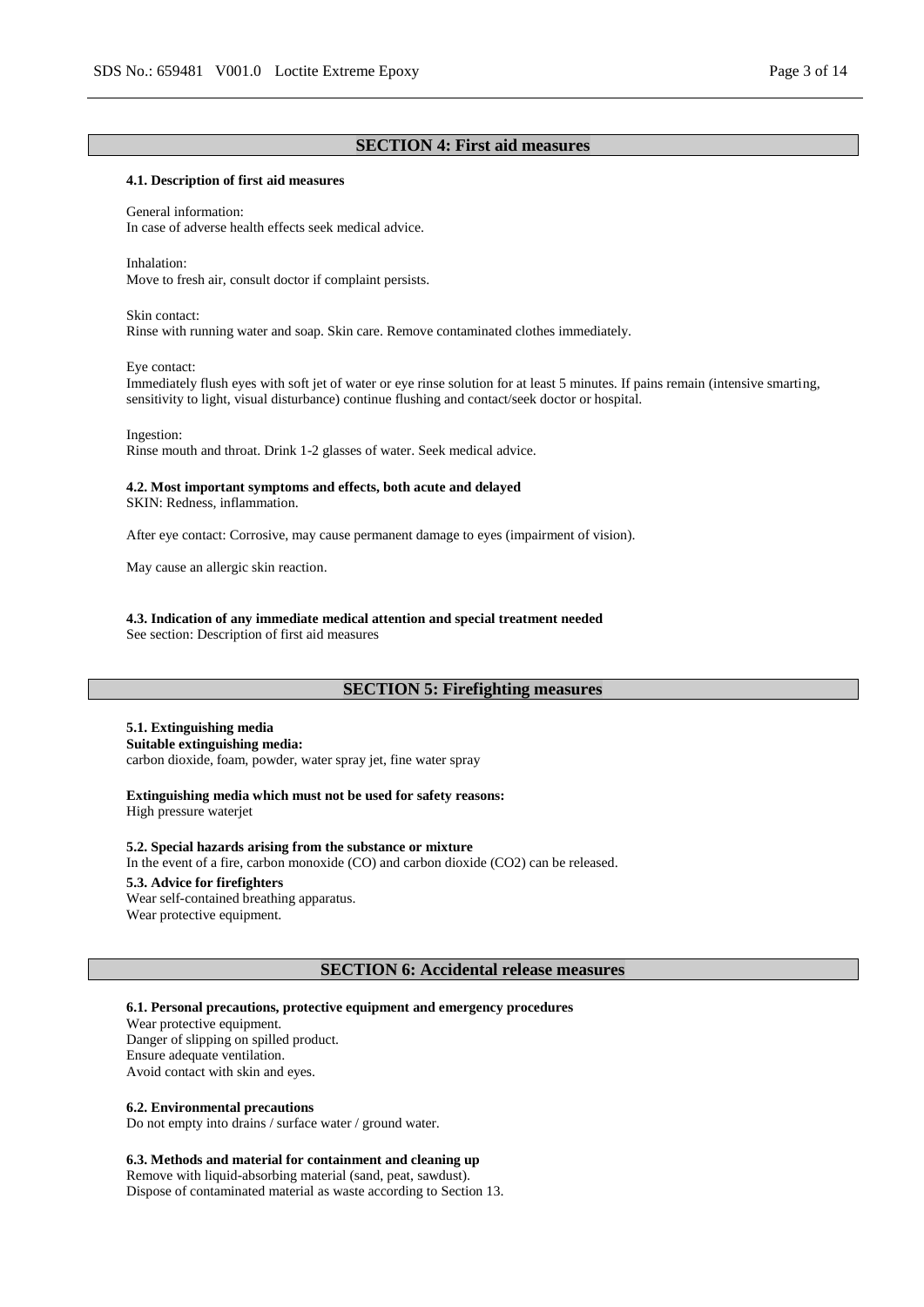## SECTION 4: First aid measures

### 4.1. Description of first aid measures

General information:
In case of adverse health effects seek medical advice.

Inhalation:
Move to fresh air, consult doctor if complaint persists.

Skin contact:
Rinse with running water and soap. Skin care. Remove contaminated clothes immediately.

Eye contact:
Immediately flush eyes with soft jet of water or eye rinse solution for at least 5 minutes. If pains remain (intensive smarting, sensitivity to light, visual disturbance) continue flushing and contact/seek doctor or hospital.

Ingestion:
Rinse mouth and throat. Drink 1-2 glasses of water. Seek medical advice.

### 4.2. Most important symptoms and effects, both acute and delayed

SKIN: Redness, inflammation.

After eye contact: Corrosive, may cause permanent damage to eyes (impairment of vision).

May cause an allergic skin reaction.

### 4.3. Indication of any immediate medical attention and special treatment needed

See section: Description of first aid measures

## SECTION 5: Firefighting measures

### 5.1. Extinguishing media

**Suitable extinguishing media:**
carbon dioxide, foam, powder, water spray jet, fine water spray

**Extinguishing media which must not be used for safety reasons:**
High pressure waterjet

### 5.2. Special hazards arising from the substance or mixture

In the event of a fire, carbon monoxide (CO) and carbon dioxide ($CO_2$) can be released.

### 5.3. Advice for firefighters

Wear self-contained breathing apparatus.
Wear protective equipment.

## SECTION 6: Accidental release measures

### 6.1. Personal precautions, protective equipment and emergency procedures

Wear protective equipment.
Danger of slipping on spilled product.
Ensure adequate ventilation.
Avoid contact with skin and eyes.

### 6.2. Environmental precautions

Do not empty into drains / surface water / ground water.

### 6.3. Methods and material for containment and cleaning up

Remove with liquid-absorbing material (sand, peat, sawdust).
Dispose of contaminated material as waste according to Section 13.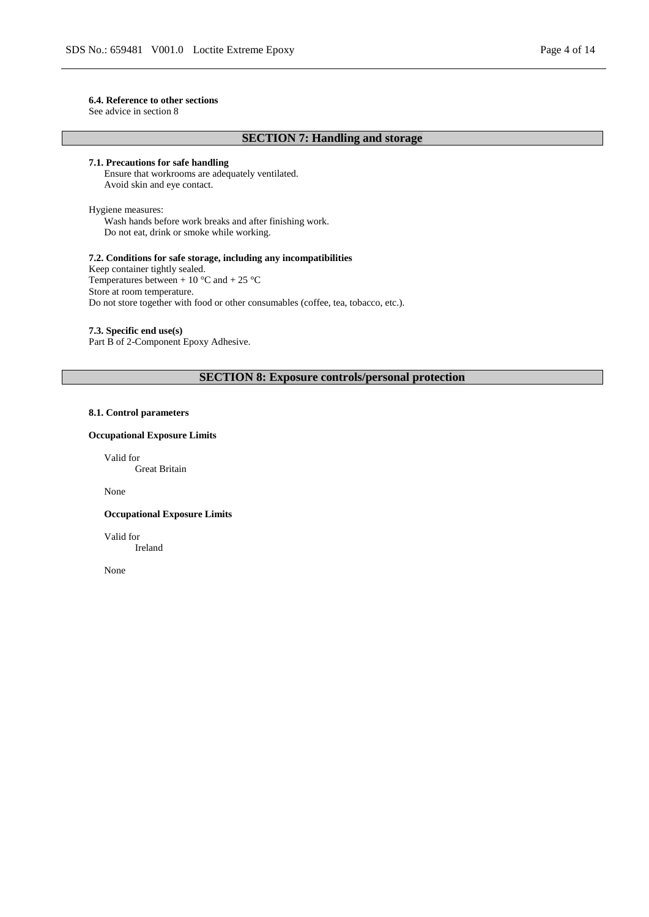**6.4. Reference to other sections**

See advice in section 8

## SECTION 7: Handling and storage

**7.1. Precautions for safe handling**

Ensure that workrooms are adequately ventilated.
Avoid skin and eye contact.

Hygiene measures:

Wash hands before work breaks and after finishing work.
Do not eat, drink or smoke while working.

**7.2. Conditions for safe storage, including any incompatibilities**

Keep container tightly sealed.
Temperatures between + 10 °C and + 25 °C
Store at room temperature.
Do not store together with food or other consumables (coffee, tea, tobacco, etc.).

**7.3. Specific end use(s)**

Part B of 2-Component Epoxy Adhesive.

## SECTION 8: Exposure controls/personal protection

**8.1. Control parameters**

**Occupational Exposure Limits**

Valid for
Great Britain

None

**Occupational Exposure Limits**

Valid for
Ireland

None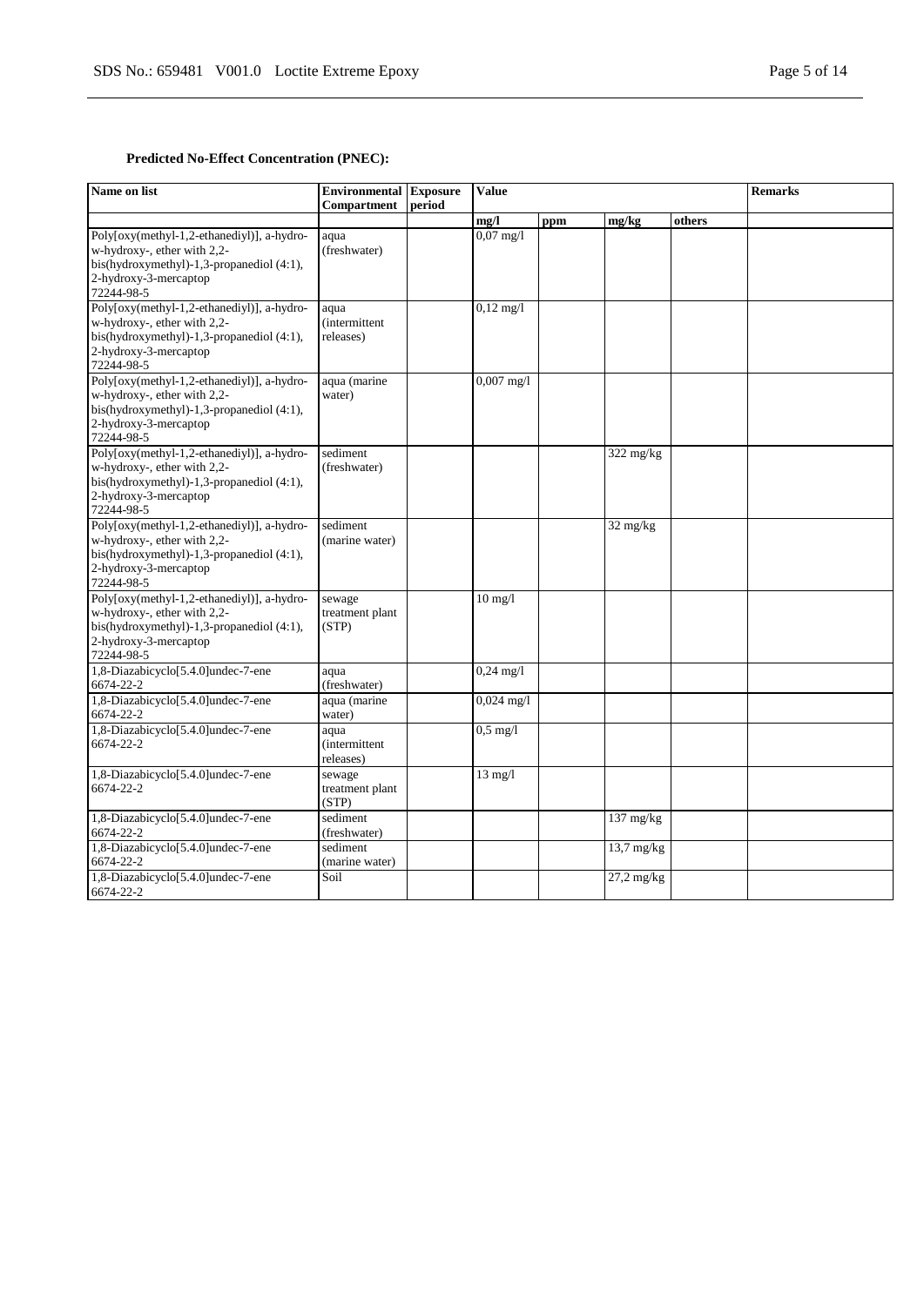**Predicted No-Effect Concentration (PNEC):**

| Name on list | Environmental Compartment | Exposure period | Value | | | | Remarks |
|---|---|---|---|---|---|---|---|
| | | | mg/l | ppm | mg/kg | others | |
| Poly[oxy(methyl-1,2-ethanediyl)], a-hydro-w-hydroxy-, ether with 2,2-bis(hydroxymethyl)-1,3-propanediol (4:1), 2-hydroxy-3-mercaptop 72244-98-5 | aqua (freshwater) | | 0,07 mg/l | | | | |
| Poly[oxy(methyl-1,2-ethanediyl)], a-hydro-w-hydroxy-, ether with 2,2-bis(hydroxymethyl)-1,3-propanediol (4:1), 2-hydroxy-3-mercaptop 72244-98-5 | aqua (intermittent releases) | | 0,12 mg/l | | | | |
| Poly[oxy(methyl-1,2-ethanediyl)], a-hydro-w-hydroxy-, ether with 2,2-bis(hydroxymethyl)-1,3-propanediol (4:1), 2-hydroxy-3-mercaptop 72244-98-5 | aqua (marine water) | | 0,007 mg/l | | | | |
| Poly[oxy(methyl-1,2-ethanediyl)], a-hydro-w-hydroxy-, ether with 2,2-bis(hydroxymethyl)-1,3-propanediol (4:1), 2-hydroxy-3-mercaptop 72244-98-5 | sediment (freshwater) | | | | 322 mg/kg | | |
| Poly[oxy(methyl-1,2-ethanediyl)], a-hydro-w-hydroxy-, ether with 2,2-bis(hydroxymethyl)-1,3-propanediol (4:1), 2-hydroxy-3-mercaptop 72244-98-5 | sediment (marine water) | | | | 32 mg/kg | | |
| Poly[oxy(methyl-1,2-ethanediyl)], a-hydro-w-hydroxy-, ether with 2,2-bis(hydroxymethyl)-1,3-propanediol (4:1), 2-hydroxy-3-mercaptop 72244-98-5 | sewage treatment plant (STP) | | 10 mg/l | | | | |
| 1,8-Diazabicyclo[5.4.0]undec-7-ene 6674-22-2 | aqua (freshwater) | | 0,24 mg/l | | | | |
| 1,8-Diazabicyclo[5.4.0]undec-7-ene 6674-22-2 | aqua (marine water) | | 0,024 mg/l | | | | |
| 1,8-Diazabicyclo[5.4.0]undec-7-ene 6674-22-2 | aqua (intermittent releases) | | 0,5 mg/l | | | | |
| 1,8-Diazabicyclo[5.4.0]undec-7-ene 6674-22-2 | sewage treatment plant (STP) | | 13 mg/l | | | | |
| 1,8-Diazabicyclo[5.4.0]undec-7-ene 6674-22-2 | sediment (freshwater) | | | | 137 mg/kg | | |
| 1,8-Diazabicyclo[5.4.0]undec-7-ene 6674-22-2 | sediment (marine water) | | | | 13,7 mg/kg | | |
| 1,8-Diazabicyclo[5.4.0]undec-7-ene 6674-22-2 | Soil | | | | 27,2 mg/kg | | |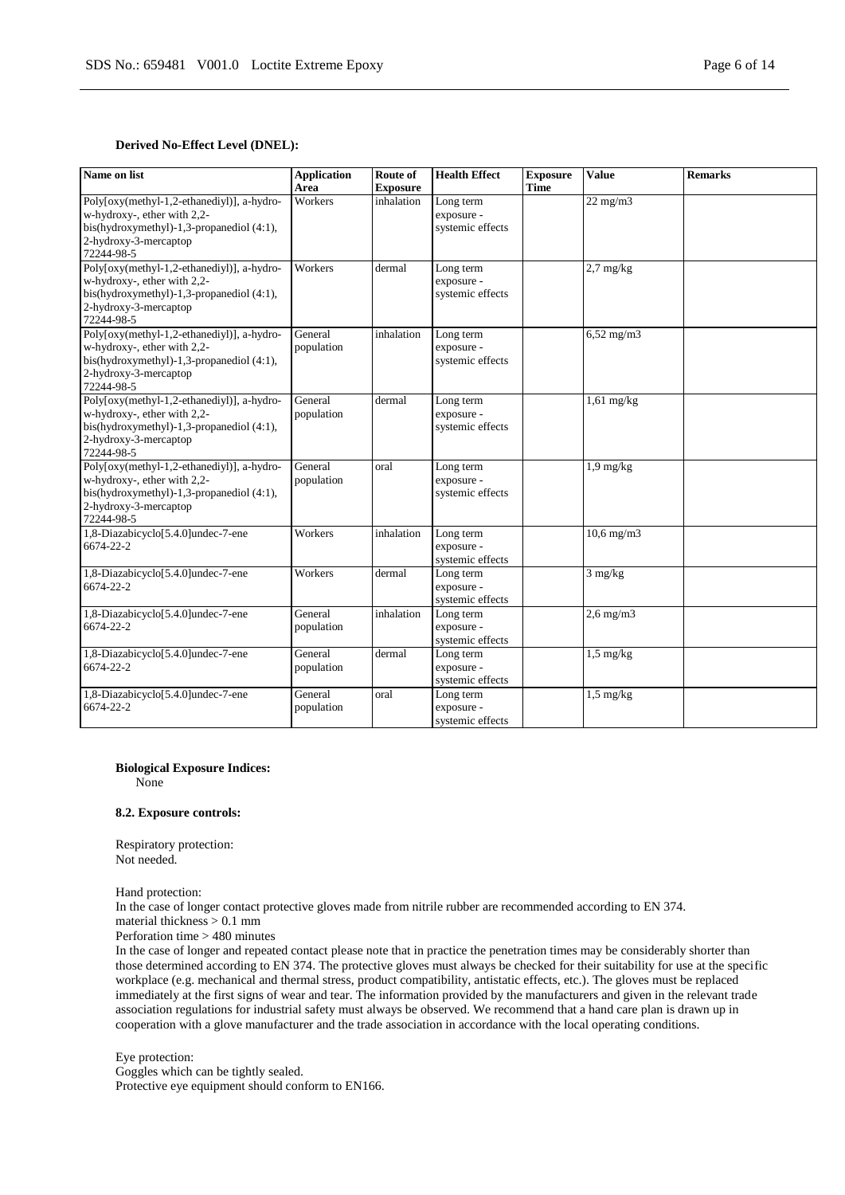**Derived No-Effect Level (DNEL):**

| Name on list | Application Area | Route of Exposure | Health Effect | Exposure Time | Value | Remarks |
|---|---|---|---|---|---|---|
| Poly[oxy(methyl-1,2-ethanediyl)], a-hydro-w-hydroxy-, ether with 2,2-bis(hydroxymethyl)-1,3-propanediol (4:1), 2-hydroxy-3-mercaptop 72244-98-5 | Workers | inhalation | Long term exposure - systemic effects | | 22 mg/m3 | |
| Poly[oxy(methyl-1,2-ethanediyl)], a-hydro-w-hydroxy-, ether with 2,2-bis(hydroxymethyl)-1,3-propanediol (4:1), 2-hydroxy-3-mercaptop 72244-98-5 | Workers | dermal | Long term exposure - systemic effects | | 2,7 mg/kg | |
| Poly[oxy(methyl-1,2-ethanediyl)], a-hydro-w-hydroxy-, ether with 2,2-bis(hydroxymethyl)-1,3-propanediol (4:1), 2-hydroxy-3-mercaptop 72244-98-5 | General population | inhalation | Long term exposure - systemic effects | | 6,52 mg/m3 | |
| Poly[oxy(methyl-1,2-ethanediyl)], a-hydro-w-hydroxy-, ether with 2,2-bis(hydroxymethyl)-1,3-propanediol (4:1), 2-hydroxy-3-mercaptop 72244-98-5 | General population | dermal | Long term exposure - systemic effects | | 1,61 mg/kg | |
| Poly[oxy(methyl-1,2-ethanediyl)], a-hydro-w-hydroxy-, ether with 2,2-bis(hydroxymethyl)-1,3-propanediol (4:1), 2-hydroxy-3-mercaptop 72244-98-5 | General population | oral | Long term exposure - systemic effects | | 1,9 mg/kg | |
| 1,8-Diazabicyclo[5.4.0]undec-7-ene 6674-22-2 | Workers | inhalation | Long term exposure - systemic effects | | 10,6 mg/m3 | |
| 1,8-Diazabicyclo[5.4.0]undec-7-ene 6674-22-2 | Workers | dermal | Long term exposure - systemic effects | | 3 mg/kg | |
| 1,8-Diazabicyclo[5.4.0]undec-7-ene 6674-22-2 | General population | inhalation | Long term exposure - systemic effects | | 2,6 mg/m3 | |
| 1,8-Diazabicyclo[5.4.0]undec-7-ene 6674-22-2 | General population | dermal | Long term exposure - systemic effects | | 1,5 mg/kg | |
| 1,8-Diazabicyclo[5.4.0]undec-7-ene 6674-22-2 | General population | oral | Long term exposure - systemic effects | | 1,5 mg/kg | |

**Biological Exposure Indices:**
None

**8.2. Exposure controls:**

Respiratory protection:
Not needed.

Hand protection:
In the case of longer contact protective gloves made from nitrile rubber are recommended according to EN 374.
material thickness > 0.1 mm
Perforation time > 480 minutes
In the case of longer and repeated contact please note that in practice the penetration times may be considerably shorter than those determined according to EN 374. The protective gloves must always be checked for their suitability for use at the specific workplace (e.g. mechanical and thermal stress, product compatibility, antistatic effects, etc.). The gloves must be replaced immediately at the first signs of wear and tear. The information provided by the manufacturers and given in the relevant trade association regulations for industrial safety must always be observed. We recommend that a hand care plan is drawn up in cooperation with a glove manufacturer and the trade association in accordance with the local operating conditions.

Eye protection:
Goggles which can be tightly sealed.
Protective eye equipment should conform to EN166.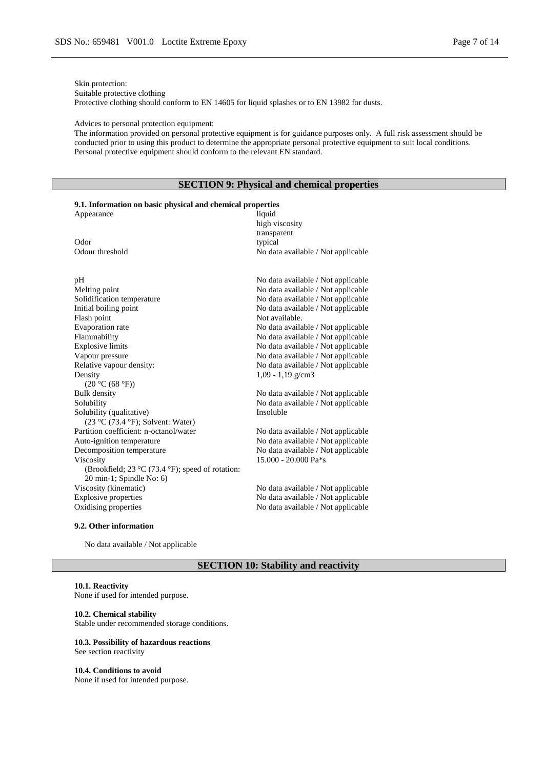Skin protection:
Suitable protective clothing
Protective clothing should conform to EN 14605 for liquid splashes or to EN 13982 for dusts.

Advices to personal protection equipment:
The information provided on personal protective equipment is for guidance purposes only. A full risk assessment should be conducted prior to using this product to determine the appropriate personal protective equipment to suit local conditions. Personal protective equipment should conform to the relevant EN standard.

## SECTION 9: Physical and chemical properties

### 9.1. Information on basic physical and chemical properties

| Property | Value |
|---|---|
| Appearance | liquid<br>high viscosity<br>transparent |
| Odor | typical |
| Odour threshold | No data available / Not applicable |
| pH | No data available / Not applicable |
| Melting point | No data available / Not applicable |
| Solidification temperature | No data available / Not applicable |
| Initial boiling point | No data available / Not applicable |
| Flash point | Not available. |
| Evaporation rate | No data available / Not applicable |
| Flammability | No data available / Not applicable |
| Explosive limits | No data available / Not applicable |
| Vapour pressure | No data available / Not applicable |
| Relative vapour density: | No data available / Not applicable |
| Density<br>(20 °C (68 °F)) | 1,09 - 1,19 g/cm3 |
| Bulk density | No data available / Not applicable |
| Solubility | No data available / Not applicable |
| Solubility (qualitative)<br>(23 °C (73.4 °F); Solvent: Water) | Insoluble |
| Partition coefficient: n-octanol/water | No data available / Not applicable |
| Auto-ignition temperature | No data available / Not applicable |
| Decomposition temperature | No data available / Not applicable |
| Viscosity<br>(Brookfield; 23 °C (73.4 °F); speed of rotation: 20 min-1; Spindle No: 6) | 15.000 - 20.000 Pa*s |
| Viscosity (kinematic) | No data available / Not applicable |
| Explosive properties | No data available / Not applicable |
| Oxidising properties | No data available / Not applicable |

### 9.2. Other information

No data available / Not applicable

## SECTION 10: Stability and reactivity

**10.1. Reactivity**
None if used for intended purpose.

**10.2. Chemical stability**
Stable under recommended storage conditions.

**10.3. Possibility of hazardous reactions**
See section reactivity

**10.4. Conditions to avoid**
None if used for intended purpose.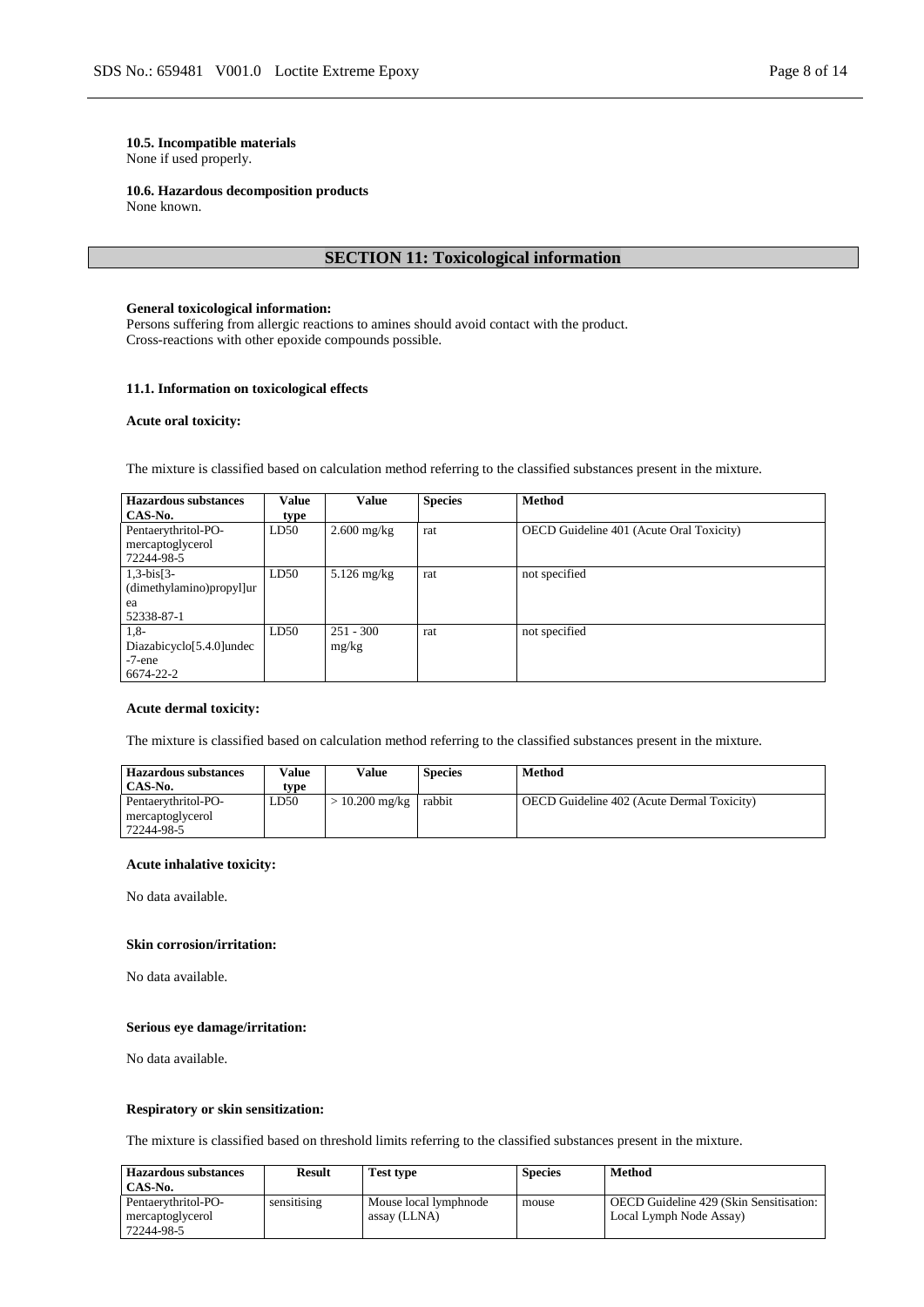**10.5. Incompatible materials**
None if used properly.

**10.6. Hazardous decomposition products**
None known.

## SECTION 11: Toxicological information

**General toxicological information:**
Persons suffering from allergic reactions to amines should avoid contact with the product.
Cross-reactions with other epoxide compounds possible.

**11.1. Information on toxicological effects**

**Acute oral toxicity:**

The mixture is classified based on calculation method referring to the classified substances present in the mixture.

| Hazardous substances CAS-No. | Value type | Value | Species | Method |
|---|---|---|---|---|
| Pentaerythritol-PO-mercaptoglycerol 72244-98-5 | LD50 | 2.600 mg/kg | rat | OECD Guideline 401 (Acute Oral Toxicity) |
| 1,3-bis[3-(dimethylamino)propyl]urea 52338-87-1 | LD50 | 5.126 mg/kg | rat | not specified |
| 1,8-Diazabicyclo[5.4.0]undec-7-ene 6674-22-2 | LD50 | 251 - 300 mg/kg | rat | not specified |

**Acute dermal toxicity:**

The mixture is classified based on calculation method referring to the classified substances present in the mixture.

| Hazardous substances CAS-No. | Value type | Value | Species | Method |
|---|---|---|---|---|
| Pentaerythritol-PO-mercaptoglycerol 72244-98-5 | LD50 | > 10.200 mg/kg | rabbit | OECD Guideline 402 (Acute Dermal Toxicity) |

**Acute inhalative toxicity:**

No data available.

**Skin corrosion/irritation:**

No data available.

**Serious eye damage/irritation:**

No data available.

**Respiratory or skin sensitization:**

The mixture is classified based on threshold limits referring to the classified substances present in the mixture.

| Hazardous substances CAS-No. | Result | Test type | Species | Method |
|---|---|---|---|---|
| Pentaerythritol-PO-mercaptoglycerol 72244-98-5 | sensitising | Mouse local lymphnode assay (LLNA) | mouse | OECD Guideline 429 (Skin Sensitisation: Local Lymph Node Assay) |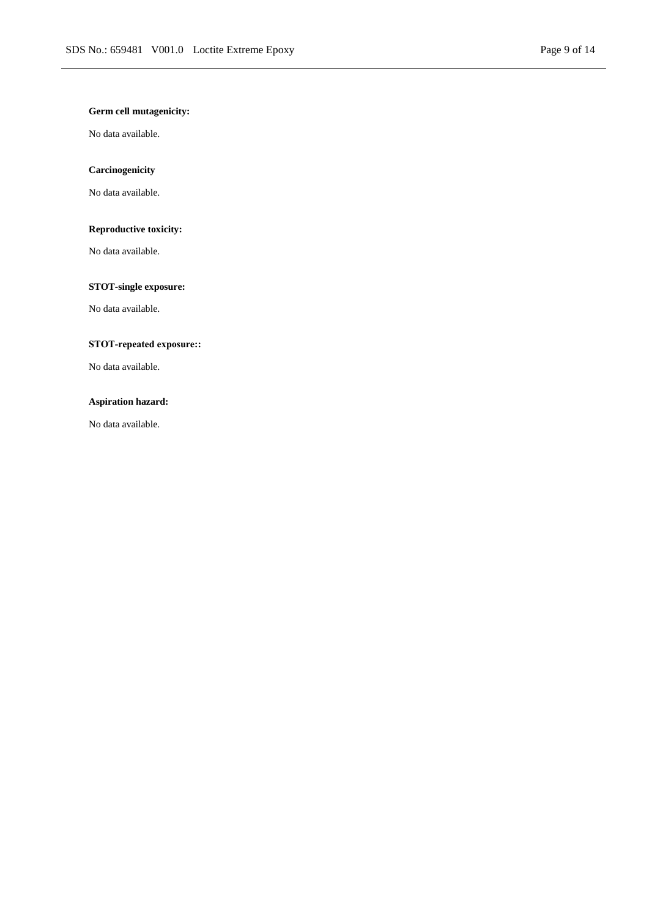**Germ cell mutagenicity:**

No data available.

**Carcinogenicity**

No data available.

**Reproductive toxicity:**

No data available.

**STOT-single exposure:**

No data available.

**STOT-repeated exposure::**

No data available.

**Aspiration hazard:**

No data available.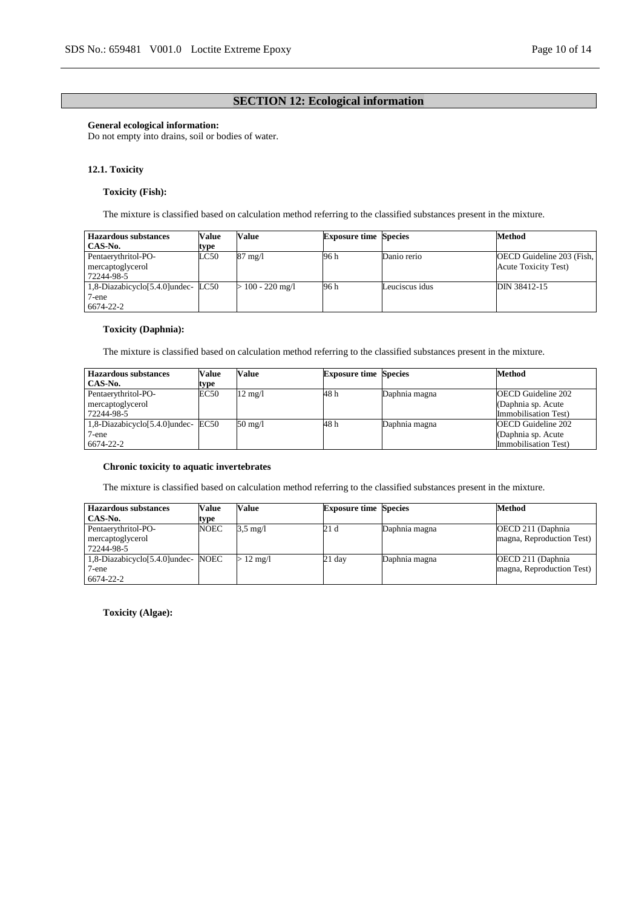## SECTION 12: Ecological information

**General ecological information:**
Do not empty into drains, soil or bodies of water.

### 12.1. Toxicity

**Toxicity (Fish):**

The mixture is classified based on calculation method referring to the classified substances present in the mixture.

| Hazardous substances CAS-No. | Value type | Value | Exposure time | Species | Method |
|---|---|---|---|---|---|
| Pentaerythritol-PO-mercaptoglycerol 72244-98-5 | LC50 | 87 mg/l | 96 h | Danio rerio | OECD Guideline 203 (Fish, Acute Toxicity Test) |
| 1,8-Diazabicyclo[5.4.0]undec-7-ene 6674-22-2 | LC50 | > 100 - 220 mg/l | 96 h | Leuciscus idus | DIN 38412-15 |

**Toxicity (Daphnia):**

The mixture is classified based on calculation method referring to the classified substances present in the mixture.

| Hazardous substances CAS-No. | Value type | Value | Exposure time | Species | Method |
|---|---|---|---|---|---|
| Pentaerythritol-PO-mercaptoglycerol 72244-98-5 | EC50 | 12 mg/l | 48 h | Daphnia magna | OECD Guideline 202 (Daphnia sp. Acute Immobilisation Test) |
| 1,8-Diazabicyclo[5.4.0]undec-7-ene 6674-22-2 | EC50 | 50 mg/l | 48 h | Daphnia magna | OECD Guideline 202 (Daphnia sp. Acute Immobilisation Test) |

**Chronic toxicity to aquatic invertebrates**

The mixture is classified based on calculation method referring to the classified substances present in the mixture.

| Hazardous substances CAS-No. | Value type | Value | Exposure time | Species | Method |
|---|---|---|---|---|---|
| Pentaerythritol-PO-mercaptoglycerol 72244-98-5 | NOEC | 3,5 mg/l | 21 d | Daphnia magna | OECD 211 (Daphnia magna, Reproduction Test) |
| 1,8-Diazabicyclo[5.4.0]undec-7-ene 6674-22-2 | NOEC | > 12 mg/l | 21 day | Daphnia magna | OECD 211 (Daphnia magna, Reproduction Test) |

**Toxicity (Algae):**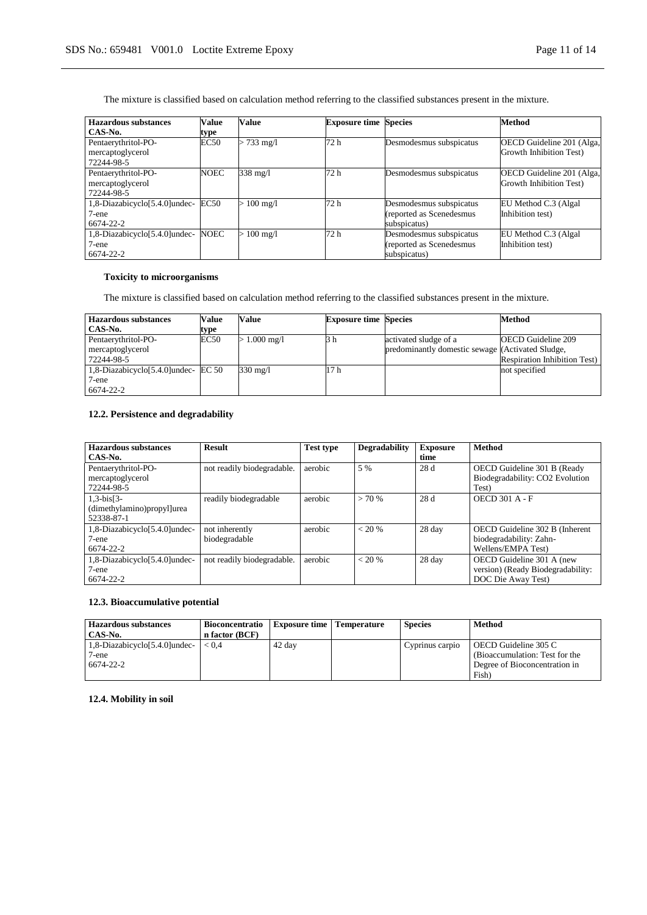The mixture is classified based on calculation method referring to the classified substances present in the mixture.

| Hazardous substances CAS-No. | Value type | Value | Exposure time | Species | Method |
|---|---|---|---|---|---|
| Pentaerythritol-PO-mercaptoglycerol 72244-98-5 | EC50 | > 733 mg/l | 72 h | Desmodesmus subspicatus | OECD Guideline 201 (Alga, Growth Inhibition Test) |
| Pentaerythritol-PO-mercaptoglycerol 72244-98-5 | NOEC | 338 mg/l | 72 h | Desmodesmus subspicatus | OECD Guideline 201 (Alga, Growth Inhibition Test) |
| 1,8-Diazabicyclo[5.4.0]undec-7-ene 6674-22-2 | EC50 | > 100 mg/l | 72 h | Desmodesmus subspicatus (reported as Scenedesmus subspicatus) | EU Method C.3 (Algal Inhibition test) |
| 1,8-Diazabicyclo[5.4.0]undec-7-ene 6674-22-2 | NOEC | > 100 mg/l | 72 h | Desmodesmus subspicatus (reported as Scenedesmus subspicatus) | EU Method C.3 (Algal Inhibition test) |

**Toxicity to microorganisms**

The mixture is classified based on calculation method referring to the classified substances present in the mixture.

| Hazardous substances CAS-No. | Value type | Value | Exposure time | Species | Method |
|---|---|---|---|---|---|
| Pentaerythritol-PO-mercaptoglycerol 72244-98-5 | EC50 | > 1.000 mg/l | 3 h | activated sludge of a predominantly domestic sewage | OECD Guideline 209 (Activated Sludge, Respiration Inhibition Test) |
| 1,8-Diazabicyclo[5.4.0]undec-7-ene 6674-22-2 | EC 50 | 330 mg/l | 17 h | | not specified |

**12.2. Persistence and degradability**

| Hazardous substances CAS-No. | Result | Test type | Degradability | Exposure time | Method |
|---|---|---|---|---|---|
| Pentaerythritol-PO-mercaptoglycerol 72244-98-5 | not readily biodegradable. | aerobic | 5 % | 28 d | OECD Guideline 301 B (Ready Biodegradability: CO2 Evolution Test) |
| 1,3-bis[3-(dimethylamino)propyl]urea 52338-87-1 | readily biodegradable | aerobic | > 70 % | 28 d | OECD 301 A - F |
| 1,8-Diazabicyclo[5.4.0]undec-7-ene 6674-22-2 | not inherently biodegradable | aerobic | < 20 % | 28 day | OECD Guideline 302 B (Inherent biodegradability: Zahn-Wellens/EMPA Test) |
| 1,8-Diazabicyclo[5.4.0]undec-7-ene 6674-22-2 | not readily biodegradable. | aerobic | < 20 % | 28 day | OECD Guideline 301 A (new version) (Ready Biodegradability: DOC Die Away Test) |

**12.3. Bioaccumulative potential**

| Hazardous substances CAS-No. | Bioconcentration factor (BCF) | Exposure time | Temperature | Species | Method |
|---|---|---|---|---|---|
| 1,8-Diazabicyclo[5.4.0]undec-7-ene 6674-22-2 | < 0,4 | 42 day | | Cyprinus carpio | OECD Guideline 305 C (Bioaccumulation: Test for the Degree of Bioconcentration in Fish) |

**12.4. Mobility in soil**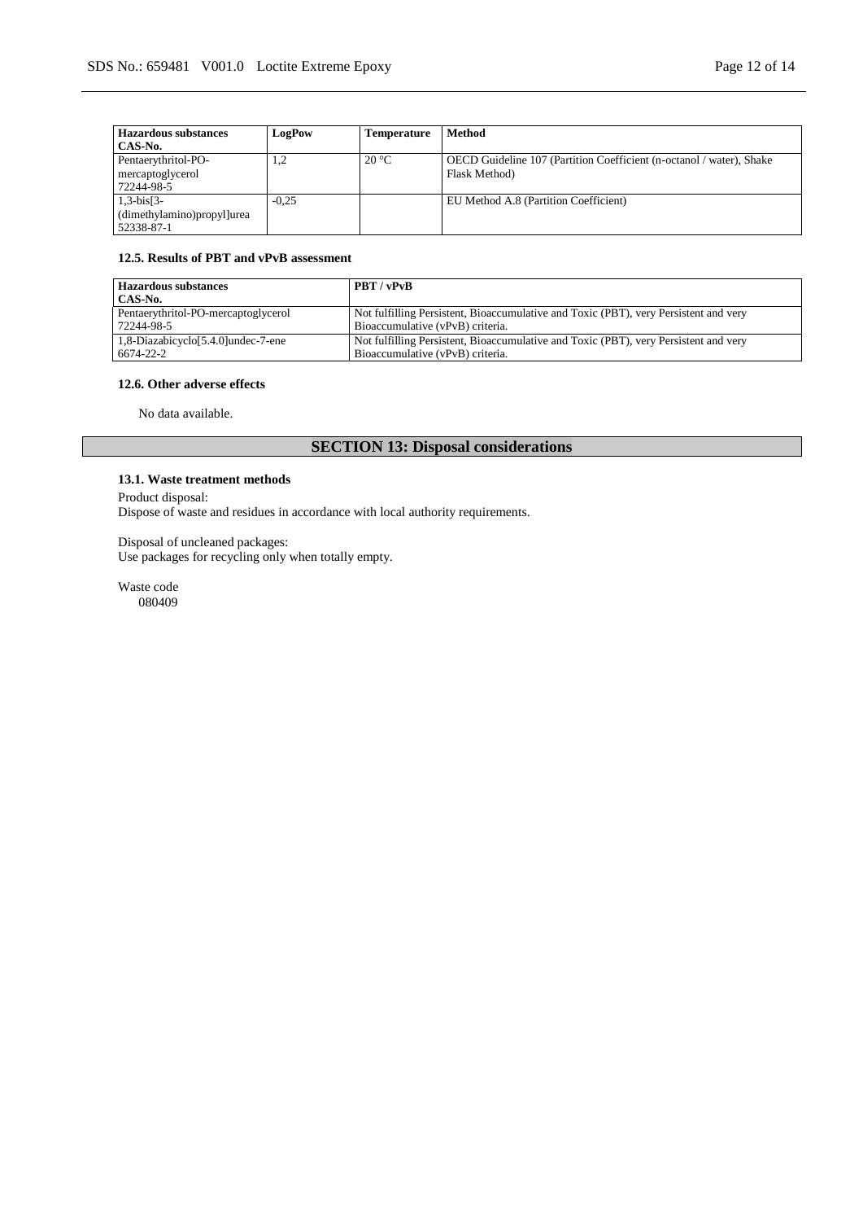| Hazardous substances<br>CAS-No. | LogPow | Temperature | Method |
|---|---|---|---|
| Pentaerythritol-PO-mercaptoglycerol<br>72244-98-5 | 1,2 | 20 °C | OECD Guideline 107 (Partition Coefficient (n-octanol / water), Shake Flask Method) |
| 1,3-bis[3-(dimethylamino)propyl]urea<br>52338-87-1 | -0,25 | | EU Method A.8 (Partition Coefficient) |

### 12.5. Results of PBT and vPvB assessment

| Hazardous substances<br>CAS-No. | PBT / vPvB |
|---|---|
| Pentaerythritol-PO-mercaptoglycerol<br>72244-98-5 | Not fulfilling Persistent, Bioaccumulative and Toxic (PBT), very Persistent and very Bioaccumulative (vPvB) criteria. |
| 1,8-Diazabicyclo[5.4.0]undec-7-ene<br>6674-22-2 | Not fulfilling Persistent, Bioaccumulative and Toxic (PBT), very Persistent and very Bioaccumulative (vPvB) criteria. |

### 12.6. Other adverse effects

No data available.

## SECTION 13: Disposal considerations

### 13.1. Waste treatment methods

Product disposal:
Dispose of waste and residues in accordance with local authority requirements.

Disposal of uncleaned packages:
Use packages for recycling only when totally empty.

Waste code
080409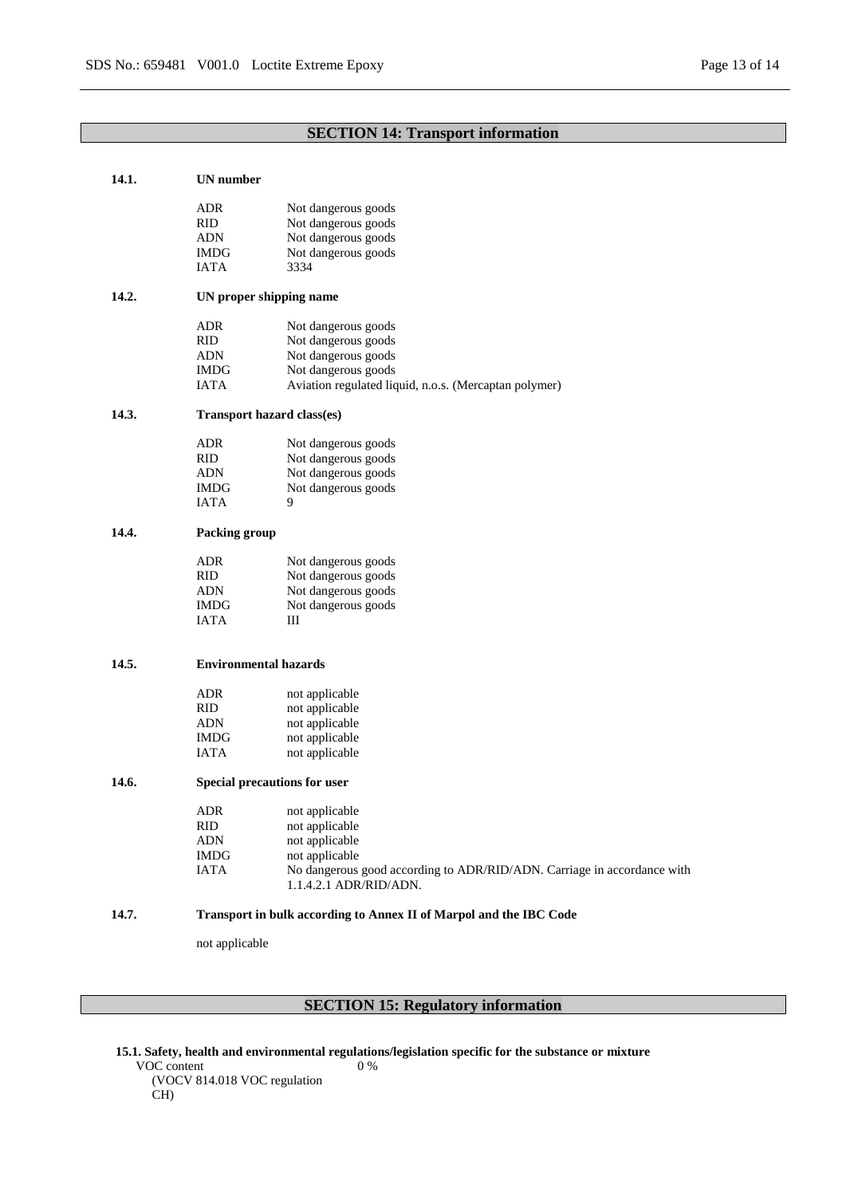## SECTION 14: Transport information

### 14.1. UN number

| | |
|---|---|
| ADR | Not dangerous goods |
| RID | Not dangerous goods |
| ADN | Not dangerous goods |
| IMDG | Not dangerous goods |
| IATA | 3334 |

### 14.2. UN proper shipping name

| | |
|---|---|
| ADR | Not dangerous goods |
| RID | Not dangerous goods |
| ADN | Not dangerous goods |
| IMDG | Not dangerous goods |
| IATA | Aviation regulated liquid, n.o.s. (Mercaptan polymer) |

### 14.3. Transport hazard class(es)

| | |
|---|---|
| ADR | Not dangerous goods |
| RID | Not dangerous goods |
| ADN | Not dangerous goods |
| IMDG | Not dangerous goods |
| IATA | 9 |

### 14.4. Packing group

| | |
|---|---|
| ADR | Not dangerous goods |
| RID | Not dangerous goods |
| ADN | Not dangerous goods |
| IMDG | Not dangerous goods |
| IATA | III |

### 14.5. Environmental hazards

| | |
|---|---|
| ADR | not applicable |
| RID | not applicable |
| ADN | not applicable |
| IMDG | not applicable |
| IATA | not applicable |

### 14.6. Special precautions for user

| | |
|---|---|
| ADR | not applicable |
| RID | not applicable |
| ADN | not applicable |
| IMDG | not applicable |
| IATA | No dangerous good according to ADR/RID/ADN. Carriage in accordance with 1.1.4.2.1 ADR/RID/ADN. |

### 14.7. Transport in bulk according to Annex II of Marpol and the IBC Code

not applicable

## SECTION 15: Regulatory information

**15.1. Safety, health and environmental regulations/legislation specific for the substance or mixture**

| | |
|---|---|
| VOC content (VOCV 814.018 VOC regulation CH) | 0 % |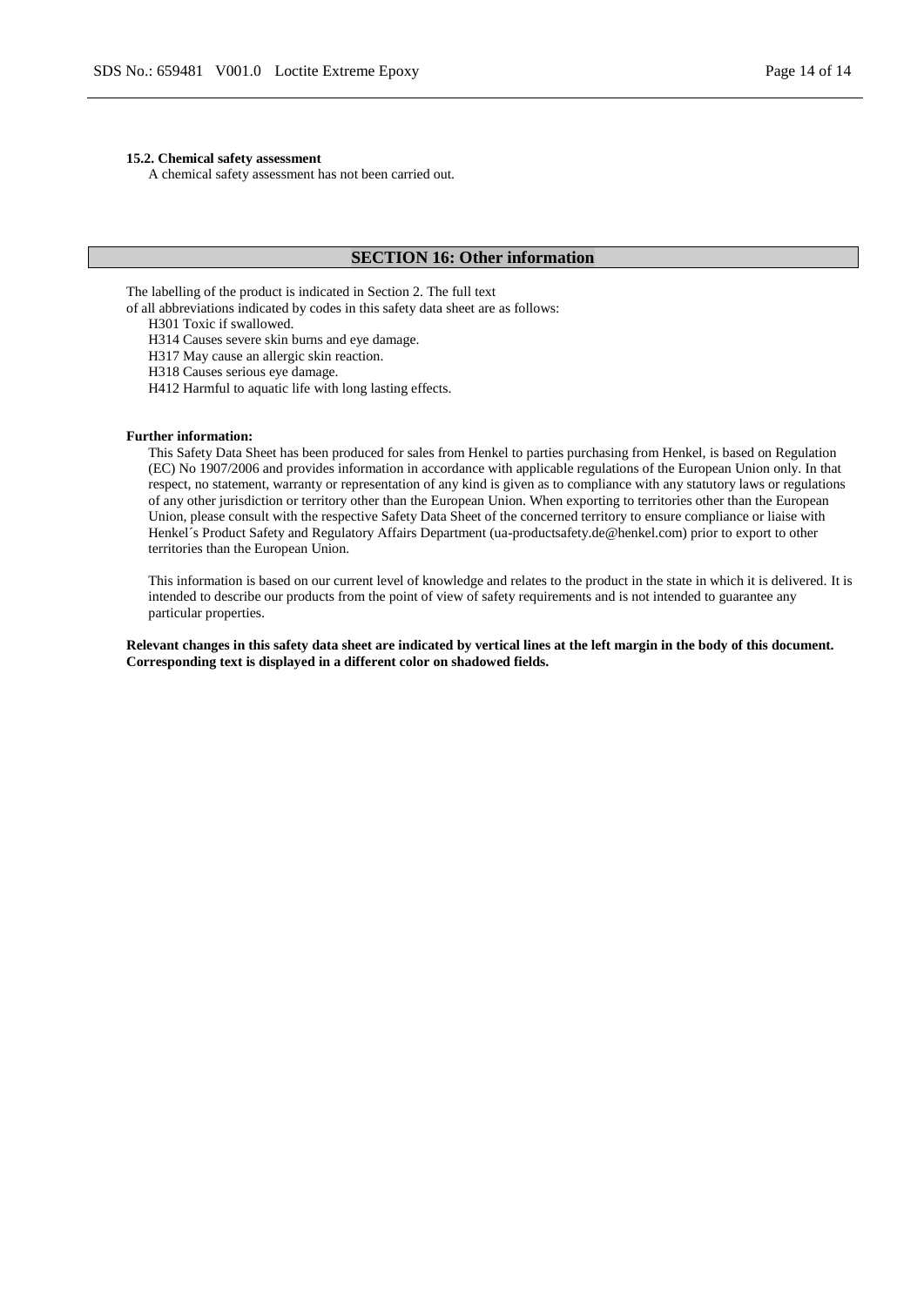### 15.2. Chemical safety assessment

A chemical safety assessment has not been carried out.

## SECTION 16: Other information

The labelling of the product is indicated in Section 2. The full text of all abbreviations indicated by codes in this safety data sheet are as follows:

H301 Toxic if swallowed.
H314 Causes severe skin burns and eye damage.
H317 May cause an allergic skin reaction.
H318 Causes serious eye damage.
H412 Harmful to aquatic life with long lasting effects.

**Further information:**

This Safety Data Sheet has been produced for sales from Henkel to parties purchasing from Henkel, is based on Regulation (EC) No 1907/2006 and provides information in accordance with applicable regulations of the European Union only. In that respect, no statement, warranty or representation of any kind is given as to compliance with any statutory laws or regulations of any other jurisdiction or territory other than the European Union. When exporting to territories other than the European Union, please consult with the respective Safety Data Sheet of the concerned territory to ensure compliance or liaise with Henkel´s Product Safety and Regulatory Affairs Department (ua-productsafety.de@henkel.com) prior to export to other territories than the European Union.

This information is based on our current level of knowledge and relates to the product in the state in which it is delivered. It is intended to describe our products from the point of view of safety requirements and is not intended to guarantee any particular properties.

**Relevant changes in this safety data sheet are indicated by vertical lines at the left margin in the body of this document. Corresponding text is displayed in a different color on shadowed fields.**